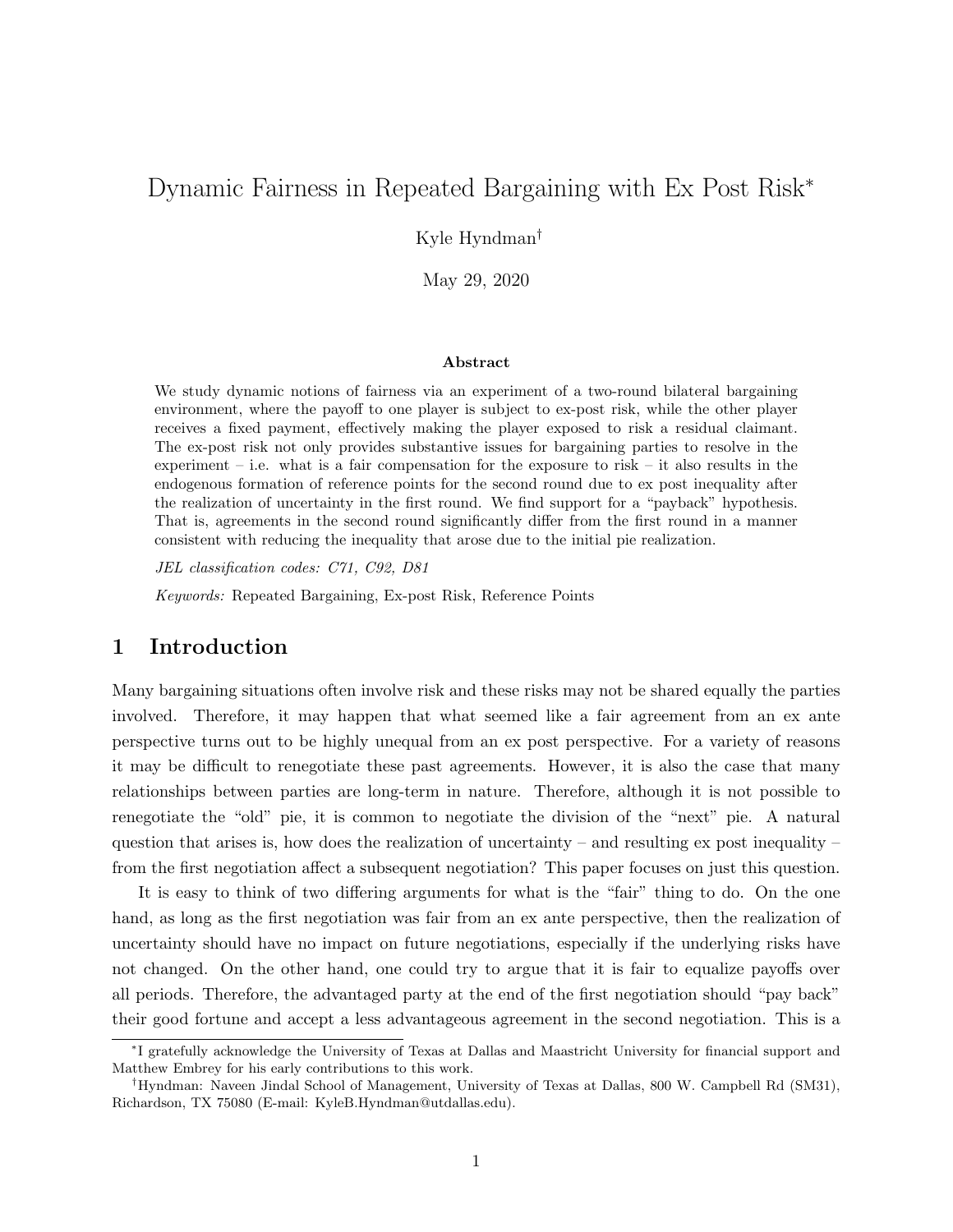# Dynamic Fairness in Repeated Bargaining with Ex Post Risk[*]

Kyle Hyndman[†]

May 29, 2020

### Abstract

We study dynamic notions of fairness via an experiment of a two-round bilateral bargaining environment, where the payoff to one player is subject to ex-post risk, while the other player receives a fixed payment, effectively making the player exposed to risk a residual claimant. The ex-post risk not only provides substantive issues for bargaining parties to resolve in the experiment – i.e. what is a fair compensation for the exposure to risk – it also results in the endogenous formation of reference points for the second round due to ex post inequality after the realization of uncertainty in the first round. We find support for a "payback" hypothesis. That is, agreements in the second round significantly differ from the first round in a manner consistent with reducing the inequality that arose due to the initial pie realization.

*JEL classification codes: C71, C92, D81*

*Keywords:* Repeated Bargaining, Ex-post Risk, Reference Points

## 1 Introduction

Many bargaining situations often involve risk and these risks may not be shared equally the parties involved. Therefore, it may happen that what seemed like a fair agreement from an ex ante perspective turns out to be highly unequal from an ex post perspective. For a variety of reasons it may be difficult to renegotiate these past agreements. However, it is also the case that many relationships between parties are long-term in nature. Therefore, although it is not possible to renegotiate the "old" pie, it is common to negotiate the division of the "next" pie. A natural question that arises is, how does the realization of uncertainty – and resulting ex post inequality – from the first negotiation affect a subsequent negotiation? This paper focuses on just this question.

It is easy to think of two differing arguments for what is the "fair" thing to do. On the one hand, as long as the first negotiation was fair from an ex ante perspective, then the realization of uncertainty should have no impact on future negotiations, especially if the underlying risks have not changed. On the other hand, one could try to argue that it is fair to equalize payoffs over all periods. Therefore, the advantaged party at the end of the first negotiation should "pay back" their good fortune and accept a less advantageous agreement in the second negotiation. This is a

[*] I gratefully acknowledge the University of Texas at Dallas and Maastricht University for financial support and Matthew Embrey for his early contributions to this work.

[†] Hyndman: Naveen Jindal School of Management, University of Texas at Dallas, 800 W. Campbell Rd (SM31), Richardson, TX 75080 (E-mail: KyleB.Hyndman@utdallas.edu).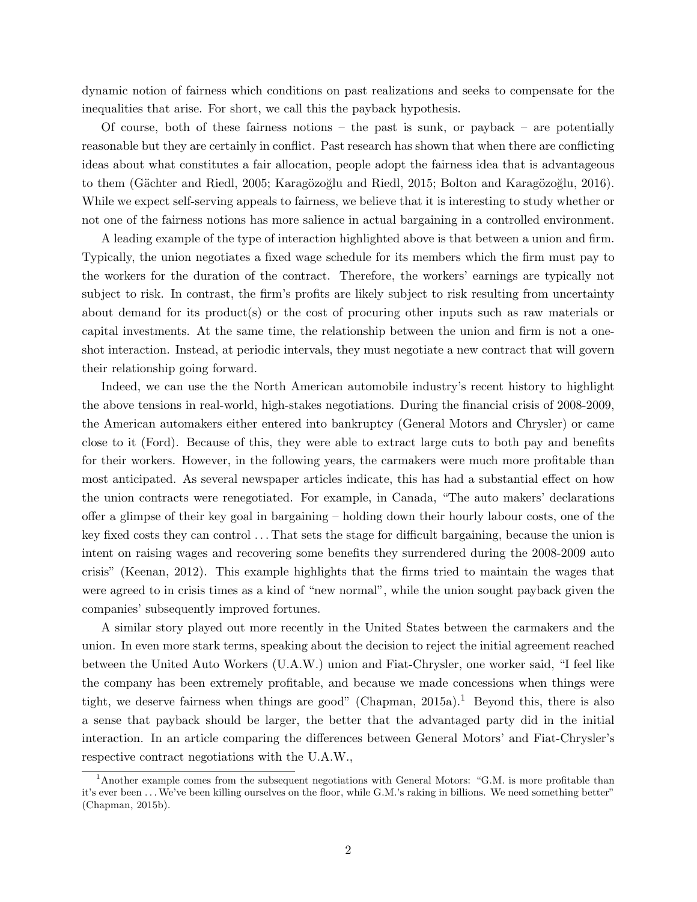dynamic notion of fairness which conditions on past realizations and seeks to compensate for the inequalities that arise. For short, we call this the payback hypothesis.

Of course, both of these fairness notions – the past is sunk, or payback – are potentially reasonable but they are certainly in conflict. Past research has shown that when there are conflicting ideas about what constitutes a fair allocation, people adopt the fairness idea that is advantageous to them (Gächter and Riedl, 2005; Karagözoğlu and Riedl, 2015; Bolton and Karagözoğlu, 2016). While we expect self-serving appeals to fairness, we believe that it is interesting to study whether or not one of the fairness notions has more salience in actual bargaining in a controlled environment.

A leading example of the type of interaction highlighted above is that between a union and firm. Typically, the union negotiates a fixed wage schedule for its members which the firm must pay to the workers for the duration of the contract. Therefore, the workers' earnings are typically not subject to risk. In contrast, the firm's profits are likely subject to risk resulting from uncertainty about demand for its product(s) or the cost of procuring other inputs such as raw materials or capital investments. At the same time, the relationship between the union and firm is not a one-shot interaction. Instead, at periodic intervals, they must negotiate a new contract that will govern their relationship going forward.

Indeed, we can use the the North American automobile industry's recent history to highlight the above tensions in real-world, high-stakes negotiations. During the financial crisis of 2008-2009, the American automakers either entered into bankruptcy (General Motors and Chrysler) or came close to it (Ford). Because of this, they were able to extract large cuts to both pay and benefits for their workers. However, in the following years, the carmakers were much more profitable than most anticipated. As several newspaper articles indicate, this has had a substantial effect on how the union contracts were renegotiated. For example, in Canada, "The auto makers' declarations offer a glimpse of their key goal in bargaining – holding down their hourly labour costs, one of the key fixed costs they can control ... That sets the stage for difficult bargaining, because the union is intent on raising wages and recovering some benefits they surrendered during the 2008-2009 auto crisis" (Keenan, 2012). This example highlights that the firms tried to maintain the wages that were agreed to in crisis times as a kind of "new normal", while the union sought payback given the companies' subsequently improved fortunes.

A similar story played out more recently in the United States between the carmakers and the union. In even more stark terms, speaking about the decision to reject the initial agreement reached between the United Auto Workers (U.A.W.) union and Fiat-Chrysler, one worker said, "I feel like the company has been extremely profitable, and because we made concessions when things were tight, we deserve fairness when things are good" (Chapman, 2015a).[1] Beyond this, there is also a sense that payback should be larger, the better that the advantaged party did in the initial interaction. In an article comparing the differences between General Motors' and Fiat-Chrysler's respective contract negotiations with the U.A.W.,

[1] Another example comes from the subsequent negotiations with General Motors: "G.M. is more profitable than it's ever been ... We've been killing ourselves on the floor, while G.M.'s raking in billions. We need something better" (Chapman, 2015b).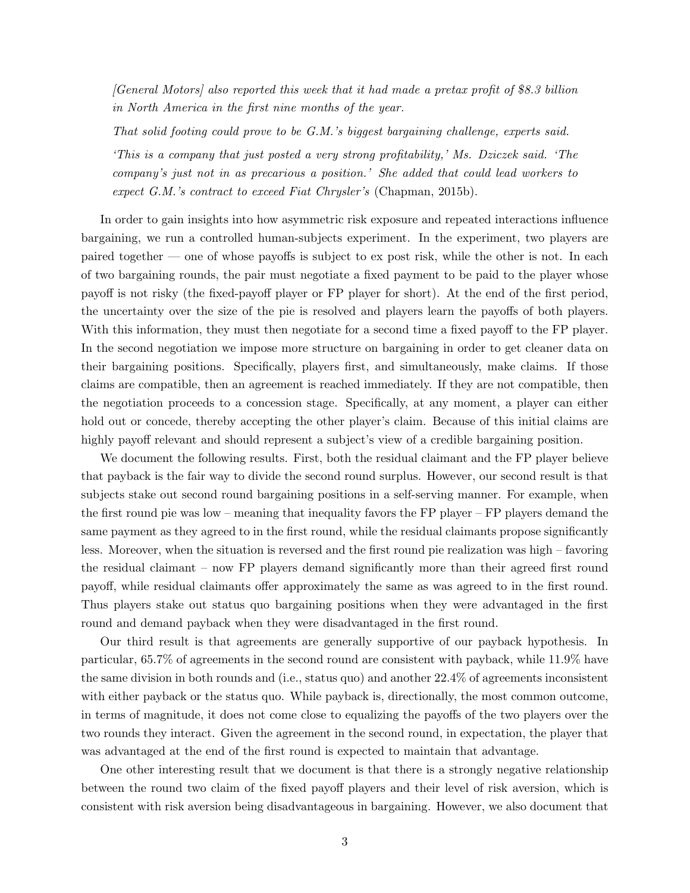*[General Motors] also reported this week that it had made a pretax profit of $8.3 billion in North America in the first nine months of the year.*

*That solid footing could prove to be G.M.'s biggest bargaining challenge, experts said.*

*'This is a company that just posted a very strong profitability,' Ms. Dziczek said. 'The company's just not in as precarious a position.' She added that could lead workers to expect G.M.'s contract to exceed Fiat Chrysler's* (Chapman, 2015b).

In order to gain insights into how asymmetric risk exposure and repeated interactions influence bargaining, we run a controlled human-subjects experiment. In the experiment, two players are paired together — one of whose payoffs is subject to ex post risk, while the other is not. In each of two bargaining rounds, the pair must negotiate a fixed payment to be paid to the player whose payoff is not risky (the fixed-payoff player or FP player for short). At the end of the first period, the uncertainty over the size of the pie is resolved and players learn the payoffs of both players. With this information, they must then negotiate for a second time a fixed payoff to the FP player. In the second negotiation we impose more structure on bargaining in order to get cleaner data on their bargaining positions. Specifically, players first, and simultaneously, make claims. If those claims are compatible, then an agreement is reached immediately. If they are not compatible, then the negotiation proceeds to a concession stage. Specifically, at any moment, a player can either hold out or concede, thereby accepting the other player's claim. Because of this initial claims are highly payoff relevant and should represent a subject's view of a credible bargaining position.

We document the following results. First, both the residual claimant and the FP player believe that payback is the fair way to divide the second round surplus. However, our second result is that subjects stake out second round bargaining positions in a self-serving manner. For example, when the first round pie was low – meaning that inequality favors the FP player – FP players demand the same payment as they agreed to in the first round, while the residual claimants propose significantly less. Moreover, when the situation is reversed and the first round pie realization was high – favoring the residual claimant – now FP players demand significantly more than their agreed first round payoff, while residual claimants offer approximately the same as was agreed to in the first round. Thus players stake out status quo bargaining positions when they were advantaged in the first round and demand payback when they were disadvantaged in the first round.

Our third result is that agreements are generally supportive of our payback hypothesis. In particular, 65.7% of agreements in the second round are consistent with payback, while 11.9% have the same division in both rounds and (i.e., status quo) and another 22.4% of agreements inconsistent with either payback or the status quo. While payback is, directionally, the most common outcome, in terms of magnitude, it does not come close to equalizing the payoffs of the two players over the two rounds they interact. Given the agreement in the second round, in expectation, the player that was advantaged at the end of the first round is expected to maintain that advantage.

One other interesting result that we document is that there is a strongly negative relationship between the round two claim of the fixed payoff players and their level of risk aversion, which is consistent with risk aversion being disadvantageous in bargaining. However, we also document that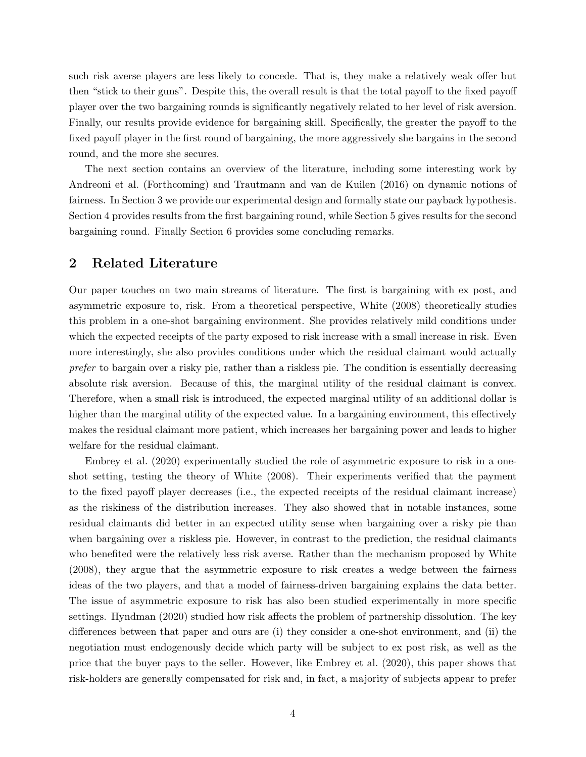such risk averse players are less likely to concede. That is, they make a relatively weak offer but then "stick to their guns". Despite this, the overall result is that the total payoff to the fixed payoff player over the two bargaining rounds is significantly negatively related to her level of risk aversion. Finally, our results provide evidence for bargaining skill. Specifically, the greater the payoff to the fixed payoff player in the first round of bargaining, the more aggressively she bargains in the second round, and the more she secures.

The next section contains an overview of the literature, including some interesting work by Andreoni et al. (Forthcoming) and Trautmann and van de Kuilen (2016) on dynamic notions of fairness. In Section 3 we provide our experimental design and formally state our payback hypothesis. Section 4 provides results from the first bargaining round, while Section 5 gives results for the second bargaining round. Finally Section 6 provides some concluding remarks.

## 2 Related Literature

Our paper touches on two main streams of literature. The first is bargaining with ex post, and asymmetric exposure to, risk. From a theoretical perspective, White (2008) theoretically studies this problem in a one-shot bargaining environment. She provides relatively mild conditions under which the expected receipts of the party exposed to risk increase with a small increase in risk. Even more interestingly, she also provides conditions under which the residual claimant would actually *prefer* to bargain over a risky pie, rather than a riskless pie. The condition is essentially decreasing absolute risk aversion. Because of this, the marginal utility of the residual claimant is convex. Therefore, when a small risk is introduced, the expected marginal utility of an additional dollar is higher than the marginal utility of the expected value. In a bargaining environment, this effectively makes the residual claimant more patient, which increases her bargaining power and leads to higher welfare for the residual claimant.

Embrey et al. (2020) experimentally studied the role of asymmetric exposure to risk in a one-shot setting, testing the theory of White (2008). Their experiments verified that the payment to the fixed payoff player decreases (i.e., the expected receipts of the residual claimant increase) as the riskiness of the distribution increases. They also showed that in notable instances, some residual claimants did better in an expected utility sense when bargaining over a risky pie than when bargaining over a riskless pie. However, in contrast to the prediction, the residual claimants who benefited were the relatively less risk averse. Rather than the mechanism proposed by White (2008), they argue that the asymmetric exposure to risk creates a wedge between the fairness ideas of the two players, and that a model of fairness-driven bargaining explains the data better. The issue of asymmetric exposure to risk has also been studied experimentally in more specific settings. Hyndman (2020) studied how risk affects the problem of partnership dissolution. The key differences between that paper and ours are (i) they consider a one-shot environment, and (ii) the negotiation must endogenously decide which party will be subject to ex post risk, as well as the price that the buyer pays to the seller. However, like Embrey et al. (2020), this paper shows that risk-holders are generally compensated for risk and, in fact, a majority of subjects appear to prefer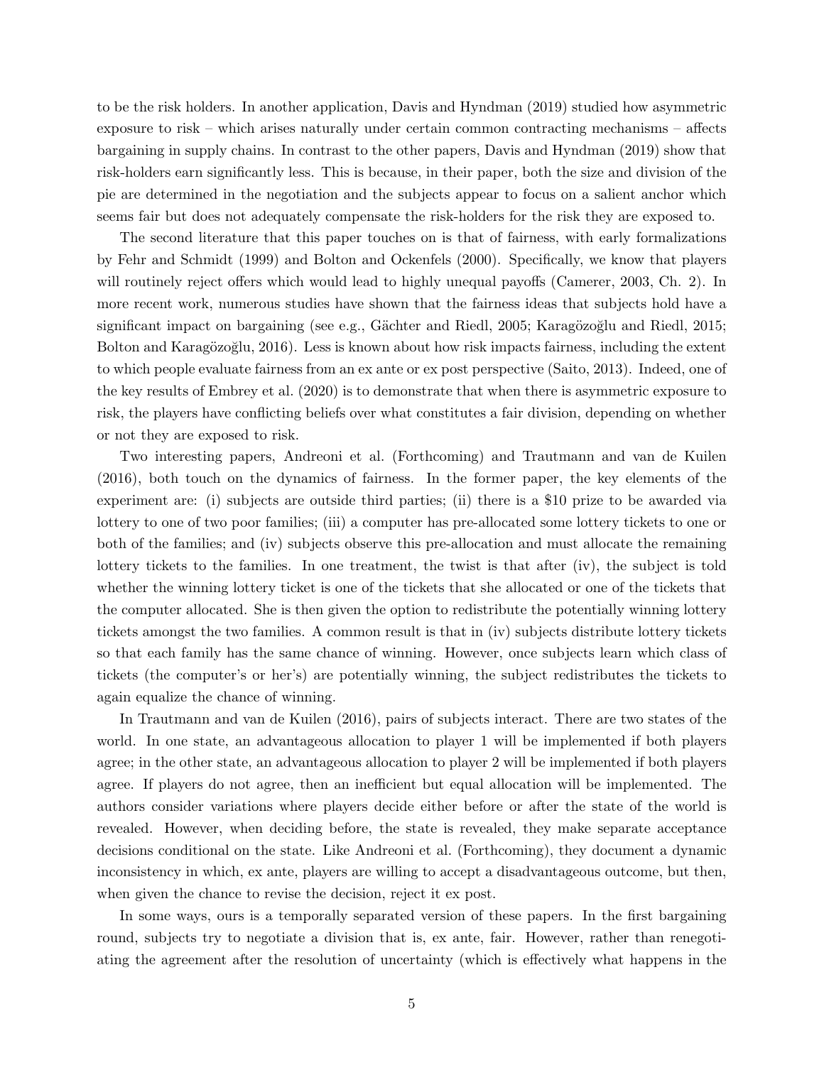to be the risk holders. In another application, Davis and Hyndman (2019) studied how asymmetric exposure to risk – which arises naturally under certain common contracting mechanisms – affects bargaining in supply chains. In contrast to the other papers, Davis and Hyndman (2019) show that risk-holders earn significantly less. This is because, in their paper, both the size and division of the pie are determined in the negotiation and the subjects appear to focus on a salient anchor which seems fair but does not adequately compensate the risk-holders for the risk they are exposed to.

The second literature that this paper touches on is that of fairness, with early formalizations by Fehr and Schmidt (1999) and Bolton and Ockenfels (2000). Specifically, we know that players will routinely reject offers which would lead to highly unequal payoffs (Camerer, 2003, Ch. 2). In more recent work, numerous studies have shown that the fairness ideas that subjects hold have a significant impact on bargaining (see e.g., Gächter and Riedl, 2005; Karagözoğlu and Riedl, 2015; Bolton and Karagözoğlu, 2016). Less is known about how risk impacts fairness, including the extent to which people evaluate fairness from an ex ante or ex post perspective (Saito, 2013). Indeed, one of the key results of Embrey et al. (2020) is to demonstrate that when there is asymmetric exposure to risk, the players have conflicting beliefs over what constitutes a fair division, depending on whether or not they are exposed to risk.

Two interesting papers, Andreoni et al. (Forthcoming) and Trautmann and van de Kuilen (2016), both touch on the dynamics of fairness. In the former paper, the key elements of the experiment are: (i) subjects are outside third parties; (ii) there is a \$10 prize to be awarded via lottery to one of two poor families; (iii) a computer has pre-allocated some lottery tickets to one or both of the families; and (iv) subjects observe this pre-allocation and must allocate the remaining lottery tickets to the families. In one treatment, the twist is that after (iv), the subject is told whether the winning lottery ticket is one of the tickets that she allocated or one of the tickets that the computer allocated. She is then given the option to redistribute the potentially winning lottery tickets amongst the two families. A common result is that in (iv) subjects distribute lottery tickets so that each family has the same chance of winning. However, once subjects learn which class of tickets (the computer's or her's) are potentially winning, the subject redistributes the tickets to again equalize the chance of winning.

In Trautmann and van de Kuilen (2016), pairs of subjects interact. There are two states of the world. In one state, an advantageous allocation to player 1 will be implemented if both players agree; in the other state, an advantageous allocation to player 2 will be implemented if both players agree. If players do not agree, then an inefficient but equal allocation will be implemented. The authors consider variations where players decide either before or after the state of the world is revealed. However, when deciding before, the state is revealed, they make separate acceptance decisions conditional on the state. Like Andreoni et al. (Forthcoming), they document a dynamic inconsistency in which, ex ante, players are willing to accept a disadvantageous outcome, but then, when given the chance to revise the decision, reject it ex post.

In some ways, ours is a temporally separated version of these papers. In the first bargaining round, subjects try to negotiate a division that is, ex ante, fair. However, rather than renegotiating the agreement after the resolution of uncertainty (which is effectively what happens in the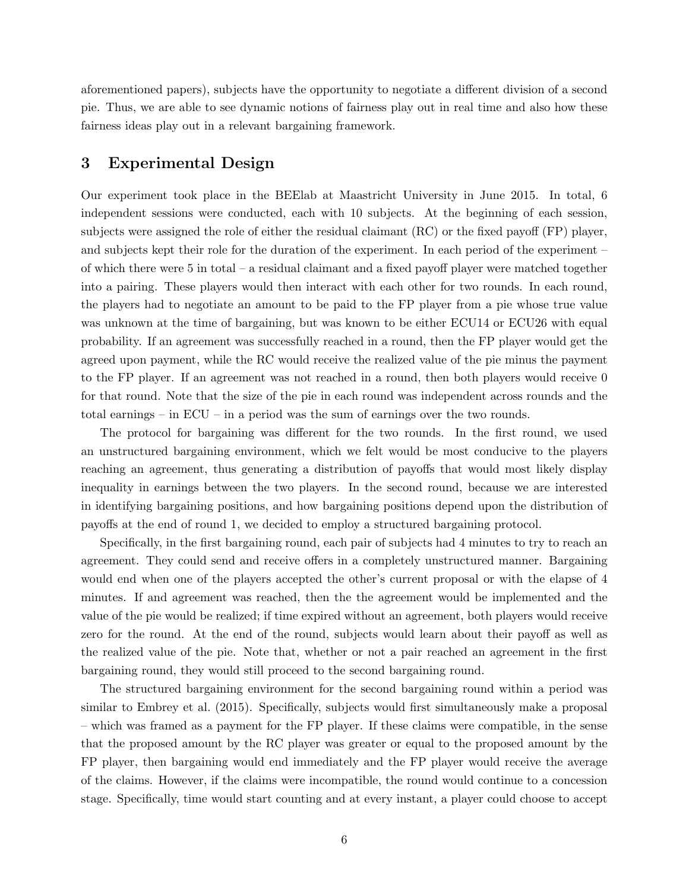aforementioned papers), subjects have the opportunity to negotiate a different division of a second pie. Thus, we are able to see dynamic notions of fairness play out in real time and also how these fairness ideas play out in a relevant bargaining framework.

## 3 Experimental Design

Our experiment took place in the BEElab at Maastricht University in June 2015. In total, 6 independent sessions were conducted, each with 10 subjects. At the beginning of each session, subjects were assigned the role of either the residual claimant (RC) or the fixed payoff (FP) player, and subjects kept their role for the duration of the experiment. In each period of the experiment – of which there were 5 in total – a residual claimant and a fixed payoff player were matched together into a pairing. These players would then interact with each other for two rounds. In each round, the players had to negotiate an amount to be paid to the FP player from a pie whose true value was unknown at the time of bargaining, but was known to be either ECU14 or ECU26 with equal probability. If an agreement was successfully reached in a round, then the FP player would get the agreed upon payment, while the RC would receive the realized value of the pie minus the payment to the FP player. If an agreement was not reached in a round, then both players would receive 0 for that round. Note that the size of the pie in each round was independent across rounds and the total earnings – in ECU – in a period was the sum of earnings over the two rounds.

The protocol for bargaining was different for the two rounds. In the first round, we used an unstructured bargaining environment, which we felt would be most conducive to the players reaching an agreement, thus generating a distribution of payoffs that would most likely display inequality in earnings between the two players. In the second round, because we are interested in identifying bargaining positions, and how bargaining positions depend upon the distribution of payoffs at the end of round 1, we decided to employ a structured bargaining protocol.

Specifically, in the first bargaining round, each pair of subjects had 4 minutes to try to reach an agreement. They could send and receive offers in a completely unstructured manner. Bargaining would end when one of the players accepted the other's current proposal or with the elapse of 4 minutes. If and agreement was reached, then the the agreement would be implemented and the value of the pie would be realized; if time expired without an agreement, both players would receive zero for the round. At the end of the round, subjects would learn about their payoff as well as the realized value of the pie. Note that, whether or not a pair reached an agreement in the first bargaining round, they would still proceed to the second bargaining round.

The structured bargaining environment for the second bargaining round within a period was similar to Embrey et al. (2015). Specifically, subjects would first simultaneously make a proposal – which was framed as a payment for the FP player. If these claims were compatible, in the sense that the proposed amount by the RC player was greater or equal to the proposed amount by the FP player, then bargaining would end immediately and the FP player would receive the average of the claims. However, if the claims were incompatible, the round would continue to a concession stage. Specifically, time would start counting and at every instant, a player could choose to accept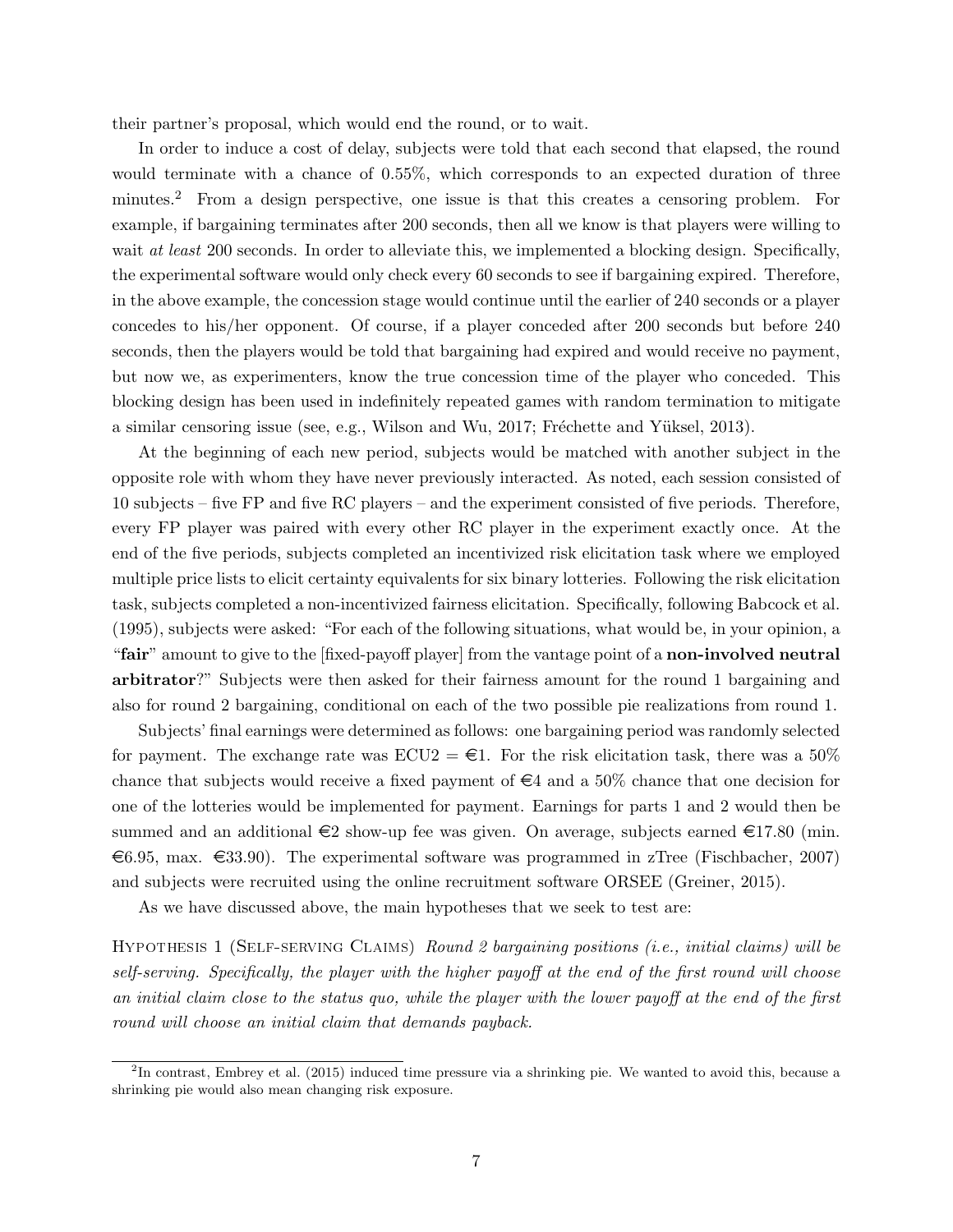their partner's proposal, which would end the round, or to wait.

In order to induce a cost of delay, subjects were told that each second that elapsed, the round would terminate with a chance of 0.55%, which corresponds to an expected duration of three minutes.[2] From a design perspective, one issue is that this creates a censoring problem. For example, if bargaining terminates after 200 seconds, then all we know is that players were willing to wait *at least* 200 seconds. In order to alleviate this, we implemented a blocking design. Specifically, the experimental software would only check every 60 seconds to see if bargaining expired. Therefore, in the above example, the concession stage would continue until the earlier of 240 seconds or a player concedes to his/her opponent. Of course, if a player conceded after 200 seconds but before 240 seconds, then the players would be told that bargaining had expired and would receive no payment, but now we, as experimenters, know the true concession time of the player who conceded. This blocking design has been used in indefinitely repeated games with random termination to mitigate a similar censoring issue (see, e.g., Wilson and Wu, 2017; Fréchette and Yüksel, 2013).

At the beginning of each new period, subjects would be matched with another subject in the opposite role with whom they have never previously interacted. As noted, each session consisted of 10 subjects – five FP and five RC players – and the experiment consisted of five periods. Therefore, every FP player was paired with every other RC player in the experiment exactly once. At the end of the five periods, subjects completed an incentivized risk elicitation task where we employed multiple price lists to elicit certainty equivalents for six binary lotteries. Following the risk elicitation task, subjects completed a non-incentivized fairness elicitation. Specifically, following Babcock et al. (1995), subjects were asked: "For each of the following situations, what would be, in your opinion, a "**fair**" amount to give to the [fixed-payoff player] from the vantage point of a **non-involved neutral arbitrator**?" Subjects were then asked for their fairness amount for the round 1 bargaining and also for round 2 bargaining, conditional on each of the two possible pie realizations from round 1.

Subjects' final earnings were determined as follows: one bargaining period was randomly selected for payment. The exchange rate was ECU2 = €1. For the risk elicitation task, there was a 50% chance that subjects would receive a fixed payment of €4 and a 50% chance that one decision for one of the lotteries would be implemented for payment. Earnings for parts 1 and 2 would then be summed and an additional €2 show-up fee was given. On average, subjects earned €17.80 (min. €6.95, max. €33.90). The experimental software was programmed in zTree (Fischbacher, 2007) and subjects were recruited using the online recruitment software ORSEE (Greiner, 2015).

As we have discussed above, the main hypotheses that we seek to test are:

Hypothesis 1 (Self-serving Claims) *Round 2 bargaining positions (i.e., initial claims) will be self-serving. Specifically, the player with the higher payoff at the end of the first round will choose an initial claim close to the status quo, while the player with the lower payoff at the end of the first round will choose an initial claim that demands payback.*

[2] In contrast, Embrey et al. (2015) induced time pressure via a shrinking pie. We wanted to avoid this, because a shrinking pie would also mean changing risk exposure.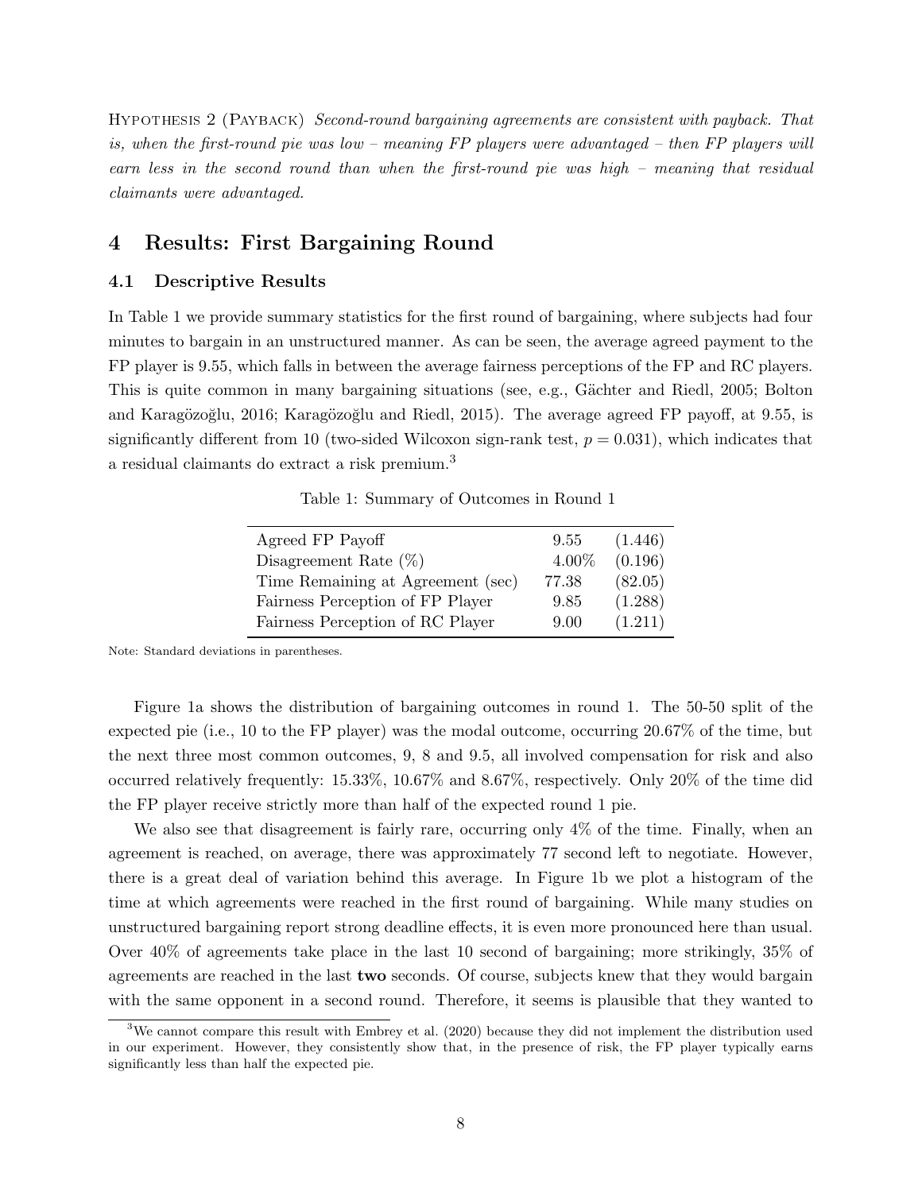Hypothesis 2 (Payback) *Second-round bargaining agreements are consistent with payback. That is, when the first-round pie was low – meaning FP players were advantaged – then FP players will earn less in the second round than when the first-round pie was high – meaning that residual claimants were advantaged.*

# 4 Results: First Bargaining Round

## 4.1 Descriptive Results

In Table 1 we provide summary statistics for the first round of bargaining, where subjects had four minutes to bargain in an unstructured manner. As can be seen, the average agreed payment to the FP player is 9.55, which falls in between the average fairness perceptions of the FP and RC players. This is quite common in many bargaining situations (see, e.g., Gächter and Riedl, 2005; Bolton and Karagözoğlu, 2016; Karagözoğlu and Riedl, 2015). The average agreed FP payoff, at 9.55, is significantly different from 10 (two-sided Wilcoxon sign-rank test, $p = 0.031$), which indicates that a residual claimants do extract a risk premium.[3]

Table 1: Summary of Outcomes in Round 1

| | | |
|---|---|---|
| Agreed FP Payoff | 9.55 | (1.446) |
| Disagreement Rate (%) | 4.00% | (0.196) |
| Time Remaining at Agreement (sec) | 77.38 | (82.05) |
| Fairness Perception of FP Player | 9.85 | (1.288) |
| Fairness Perception of RC Player | 9.00 | (1.211) |

Note: Standard deviations in parentheses.

Figure 1a shows the distribution of bargaining outcomes in round 1. The 50-50 split of the expected pie (i.e., 10 to the FP player) was the modal outcome, occurring 20.67% of the time, but the next three most common outcomes, 9, 8 and 9.5, all involved compensation for risk and also occurred relatively frequently: 15.33%, 10.67% and 8.67%, respectively. Only 20% of the time did the FP player receive strictly more than half of the expected round 1 pie.

We also see that disagreement is fairly rare, occurring only 4% of the time. Finally, when an agreement is reached, on average, there was approximately 77 second left to negotiate. However, there is a great deal of variation behind this average. In Figure 1b we plot a histogram of the time at which agreements were reached in the first round of bargaining. While many studies on unstructured bargaining report strong deadline effects, it is even more pronounced here than usual. Over 40% of agreements take place in the last 10 second of bargaining; more strikingly, 35% of agreements are reached in the last **two** seconds. Of course, subjects knew that they would bargain with the same opponent in a second round. Therefore, it seems is plausible that they wanted to

[3] We cannot compare this result with Embrey et al. (2020) because they did not implement the distribution used in our experiment. However, they consistently show that, in the presence of risk, the FP player typically earns significantly less than half the expected pie.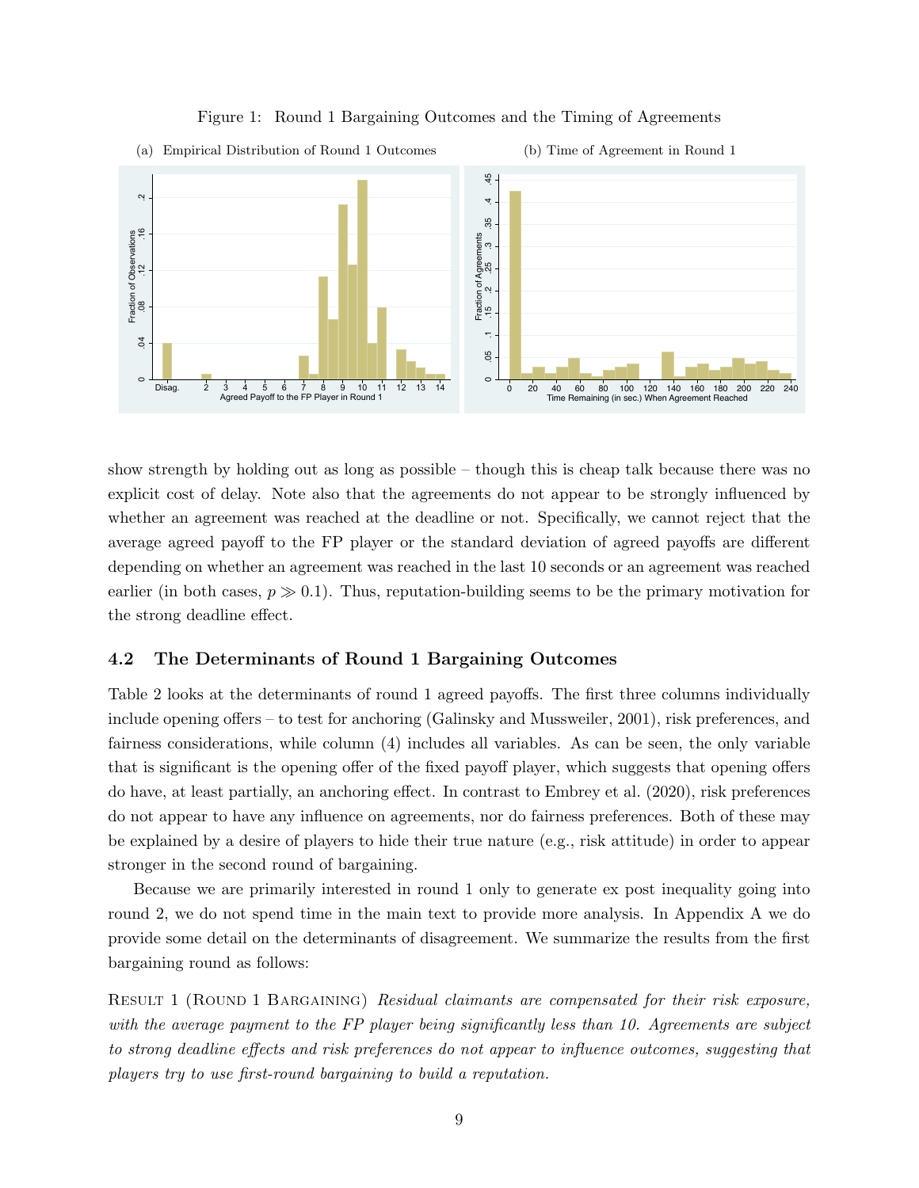Figure 1: Round 1 Bargaining Outcomes and the Timing of Agreements

(a) Empirical Distribution of Round 1 Outcomes

(b) Time of Agreement in Round 1

show strength by holding out as long as possible – though this is cheap talk because there was no explicit cost of delay. Note also that the agreements do not appear to be strongly influenced by whether an agreement was reached at the deadline or not. Specifically, we cannot reject that the average agreed payoff to the FP player or the standard deviation of agreed payoffs are different depending on whether an agreement was reached in the last 10 seconds or an agreement was reached earlier (in both cases, $p \gg 0.1$). Thus, reputation-building seems to be the primary motivation for the strong deadline effect.

### 4.2 The Determinants of Round 1 Bargaining Outcomes

Table 2 looks at the determinants of round 1 agreed payoffs. The first three columns individually include opening offers – to test for anchoring (Galinsky and Mussweiler, 2001), risk preferences, and fairness considerations, while column (4) includes all variables. As can be seen, the only variable that is significant is the opening offer of the fixed payoff player, which suggests that opening offers do have, at least partially, an anchoring effect. In contrast to Embrey et al. (2020), risk preferences do not appear to have any influence on agreements, nor do fairness preferences. Both of these may be explained by a desire of players to hide their true nature (e.g., risk attitude) in order to appear stronger in the second round of bargaining.

Because we are primarily interested in round 1 only to generate ex post inequality going into round 2, we do not spend time in the main text to provide more analysis. In Appendix A we do provide some detail on the determinants of disagreement. We summarize the results from the first bargaining round as follows:

Result 1 (Round 1 Bargaining) *Residual claimants are compensated for their risk exposure, with the average payment to the FP player being significantly less than 10. Agreements are subject to strong deadline effects and risk preferences do not appear to influence outcomes, suggesting that players try to use first-round bargaining to build a reputation.*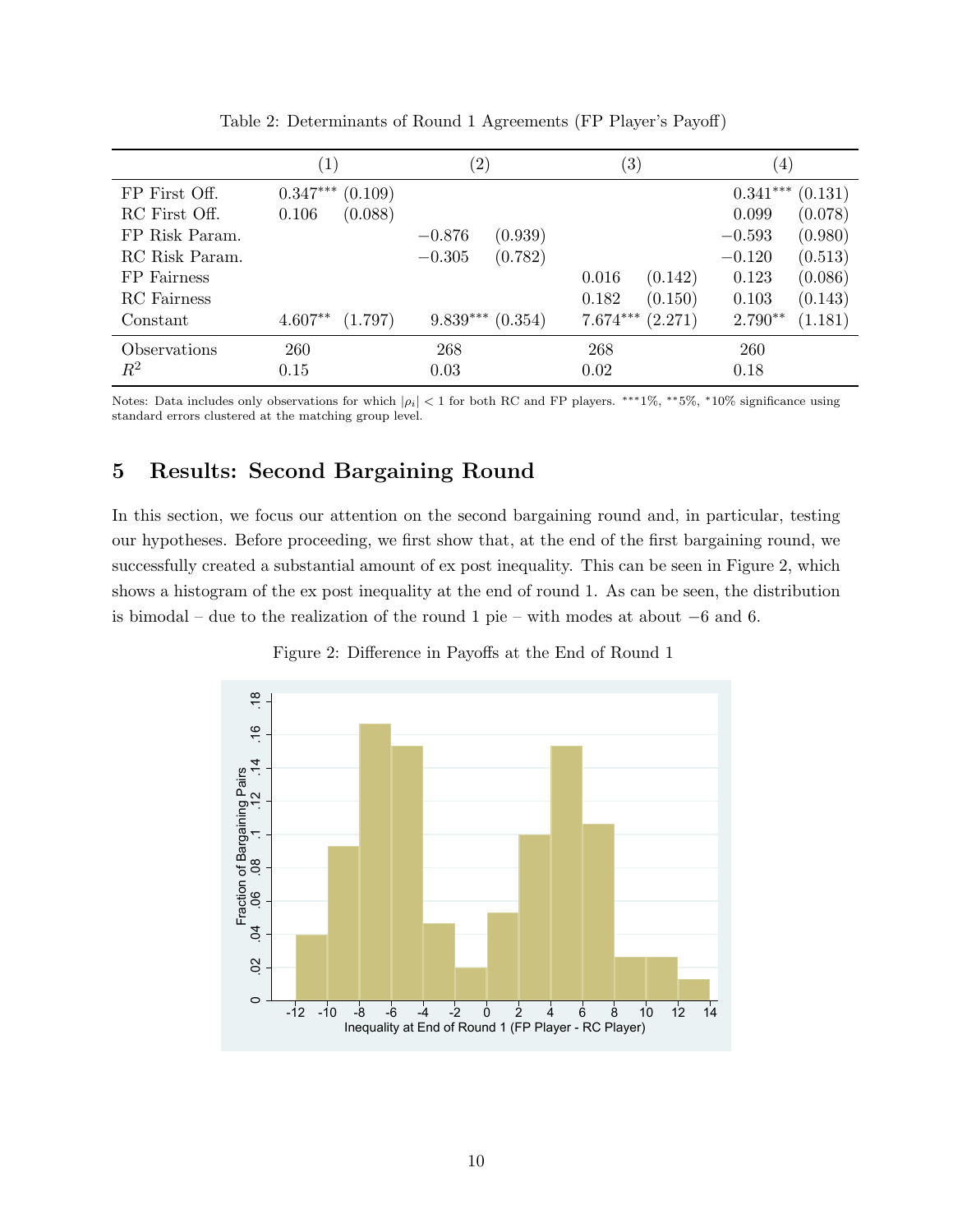Table 2: Determinants of Round 1 Agreements (FP Player's Payoff)

| | (1) | | (2) | | (3) | | (4) | |
|---|---|---|---|---|---|---|---|---|
| FP First Off. | 0.347*** | (0.109) | | | | | 0.341*** | (0.131) |
| RC First Off. | 0.106 | (0.088) | | | | | 0.099 | (0.078) |
| FP Risk Param. | | | −0.876 | (0.939) | | | −0.593 | (0.980) |
| RC Risk Param. | | | −0.305 | (0.782) | | | −0.120 | (0.513) |
| FP Fairness | | | | | 0.016 | (0.142) | 0.123 | (0.086) |
| RC Fairness | | | | | 0.182 | (0.150) | 0.103 | (0.143) |
| Constant | 4.607** | (1.797) | 9.839*** | (0.354) | 7.674*** | (2.271) | 2.790** | (1.181) |
| Observations | 260 | | 268 | | 268 | | 260 | |
| $R^2$ | 0.15 | | 0.03 | | 0.02 | | 0.18 | |

Notes: Data includes only observations for which $|\rho_i| < 1$ for both RC and FP players. ***1%, **5%, *10% significance using standard errors clustered at the matching group level.

## 5 Results: Second Bargaining Round

In this section, we focus our attention on the second bargaining round and, in particular, testing our hypotheses. Before proceeding, we first show that, at the end of the first bargaining round, we successfully created a substantial amount of ex post inequality. This can be seen in Figure 2, which shows a histogram of the ex post inequality at the end of round 1. As can be seen, the distribution is bimodal – due to the realization of the round 1 pie – with modes at about −6 and 6.

Figure 2: Difference in Payoffs at the End of Round 1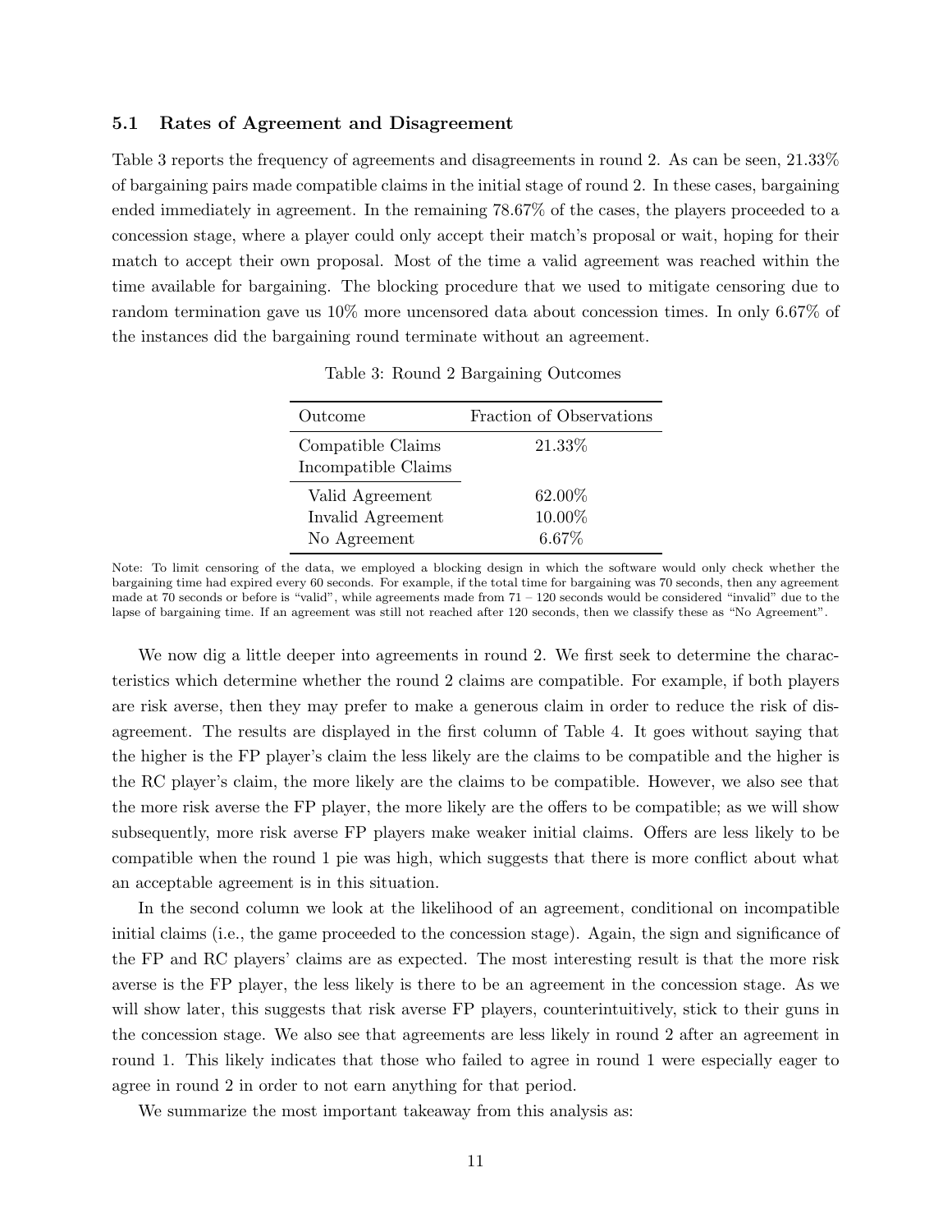### 5.1 Rates of Agreement and Disagreement

Table 3 reports the frequency of agreements and disagreements in round 2. As can be seen, 21.33% of bargaining pairs made compatible claims in the initial stage of round 2. In these cases, bargaining ended immediately in agreement. In the remaining 78.67% of the cases, the players proceeded to a concession stage, where a player could only accept their match's proposal or wait, hoping for their match to accept their own proposal. Most of the time a valid agreement was reached within the time available for bargaining. The blocking procedure that we used to mitigate censoring due to random termination gave us 10% more uncensored data about concession times. In only 6.67% of the instances did the bargaining round terminate without an agreement.

Table 3: Round 2 Bargaining Outcomes

| Outcome | Fraction of Observations |
|---|---|
| Compatible Claims | 21.33% |
| Incompatible Claims | |
| Valid Agreement | 62.00% |
| Invalid Agreement | 10.00% |
| No Agreement | 6.67% |

Note: To limit censoring of the data, we employed a blocking design in which the software would only check whether the bargaining time had expired every 60 seconds. For example, if the total time for bargaining was 70 seconds, then any agreement made at 70 seconds or before is "valid", while agreements made from 71 – 120 seconds would be considered "invalid" due to the lapse of bargaining time. If an agreement was still not reached after 120 seconds, then we classify these as "No Agreement".

We now dig a little deeper into agreements in round 2. We first seek to determine the characteristics which determine whether the round 2 claims are compatible. For example, if both players are risk averse, then they may prefer to make a generous claim in order to reduce the risk of disagreement. The results are displayed in the first column of Table 4. It goes without saying that the higher is the FP player's claim the less likely are the claims to be compatible and the higher is the RC player's claim, the more likely are the claims to be compatible. However, we also see that the more risk averse the FP player, the more likely are the offers to be compatible; as we will show subsequently, more risk averse FP players make weaker initial claims. Offers are less likely to be compatible when the round 1 pie was high, which suggests that there is more conflict about what an acceptable agreement is in this situation.

In the second column we look at the likelihood of an agreement, conditional on incompatible initial claims (i.e., the game proceeded to the concession stage). Again, the sign and significance of the FP and RC players' claims are as expected. The most interesting result is that the more risk averse is the FP player, the less likely is there to be an agreement in the concession stage. As we will show later, this suggests that risk averse FP players, counterintuitively, stick to their guns in the concession stage. We also see that agreements are less likely in round 2 after an agreement in round 1. This likely indicates that those who failed to agree in round 1 were especially eager to agree in round 2 in order to not earn anything for that period.

We summarize the most important takeaway from this analysis as: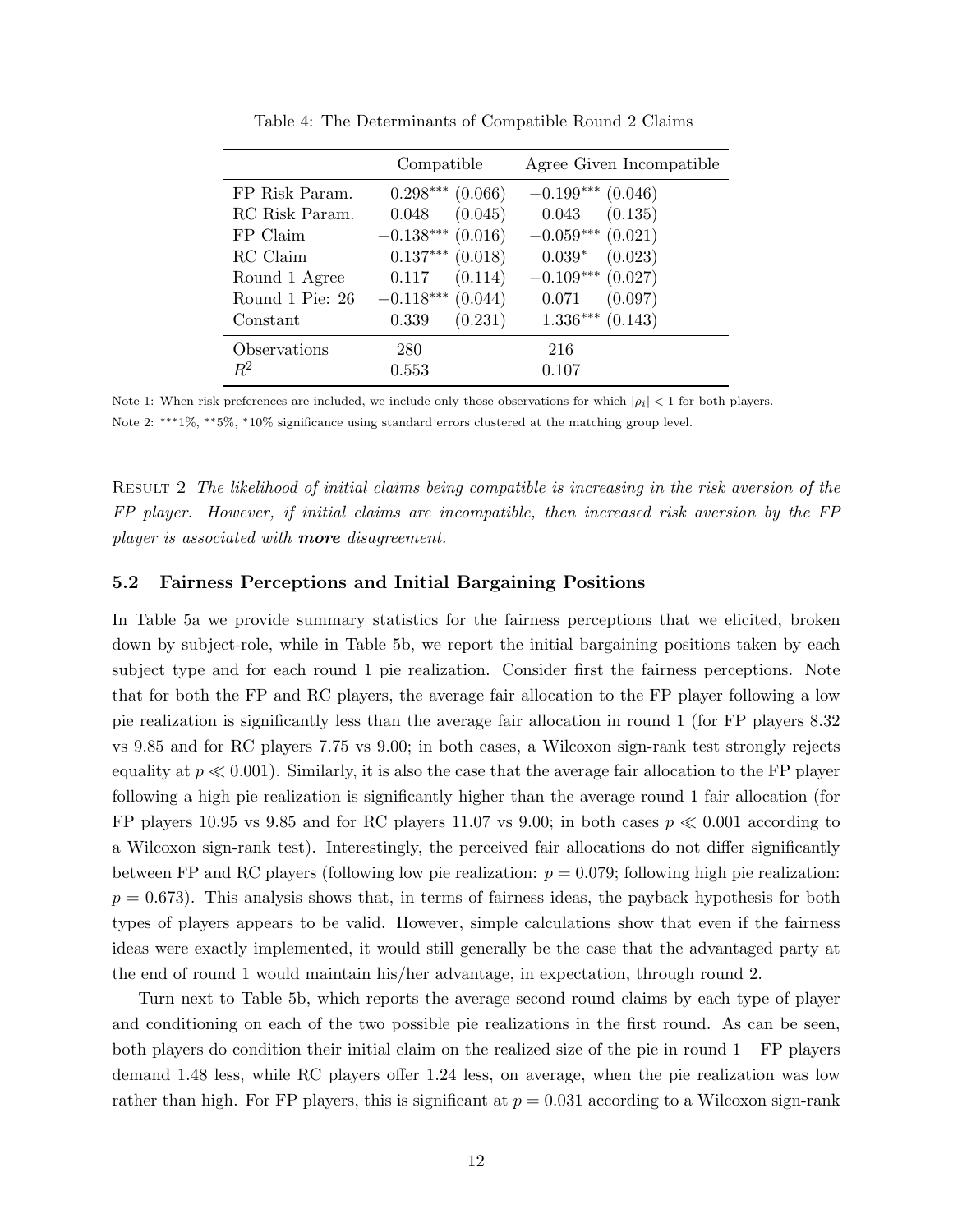Table 4: The Determinants of Compatible Round 2 Claims

| | Compatible | | Agree Given Incompatible | |
|---|---|---|---|---|
| FP Risk Param. | $0.298^{***}$ | (0.066) | $-0.199^{***}$ | (0.046) |
| RC Risk Param. | 0.048 | (0.045) | 0.043 | (0.135) |
| FP Claim | $-0.138^{***}$ | (0.016) | $-0.059^{***}$ | (0.021) |
| RC Claim | $0.137^{***}$ | (0.018) | $0.039^{*}$ | (0.023) |
| Round 1 Agree | 0.117 | (0.114) | $-0.109^{***}$ | (0.027) |
| Round 1 Pie: 26 | $-0.118^{***}$ | (0.044) | 0.071 | (0.097) |
| Constant | 0.339 | (0.231) | $1.336^{***}$ | (0.143) |
| Observations | 280 | | 216 | |
| $R^2$ | 0.553 | | 0.107 | |

Note 1: When risk preferences are included, we include only those observations for which $|\rho_i| < 1$ for both players.

Note 2: $^{***}$1%, $^{**}$5%, $^{*}$10% significance using standard errors clustered at the matching group level.

Result 2 *The likelihood of initial claims being compatible is increasing in the risk aversion of the FP player. However, if initial claims are incompatible, then increased risk aversion by the FP player is associated with* ***more*** *disagreement.*

### 5.2 Fairness Perceptions and Initial Bargaining Positions

In Table 5a we provide summary statistics for the fairness perceptions that we elicited, broken down by subject-role, while in Table 5b, we report the initial bargaining positions taken by each subject type and for each round 1 pie realization. Consider first the fairness perceptions. Note that for both the FP and RC players, the average fair allocation to the FP player following a low pie realization is significantly less than the average fair allocation in round 1 (for FP players 8.32 vs 9.85 and for RC players 7.75 vs 9.00; in both cases, a Wilcoxon sign-rank test strongly rejects equality at $p \ll 0.001$). Similarly, it is also the case that the average fair allocation to the FP player following a high pie realization is significantly higher than the average round 1 fair allocation (for FP players 10.95 vs 9.85 and for RC players 11.07 vs 9.00; in both cases $p \ll 0.001$ according to a Wilcoxon sign-rank test). Interestingly, the perceived fair allocations do not differ significantly between FP and RC players (following low pie realization: $p = 0.079$; following high pie realization: $p = 0.673$). This analysis shows that, in terms of fairness ideas, the payback hypothesis for both types of players appears to be valid. However, simple calculations show that even if the fairness ideas were exactly implemented, it would still generally be the case that the advantaged party at the end of round 1 would maintain his/her advantage, in expectation, through round 2.

Turn next to Table 5b, which reports the average second round claims by each type of player and conditioning on each of the two possible pie realizations in the first round. As can be seen, both players do condition their initial claim on the realized size of the pie in round 1 – FP players demand 1.48 less, while RC players offer 1.24 less, on average, when the pie realization was low rather than high. For FP players, this is significant at $p = 0.031$ according to a Wilcoxon sign-rank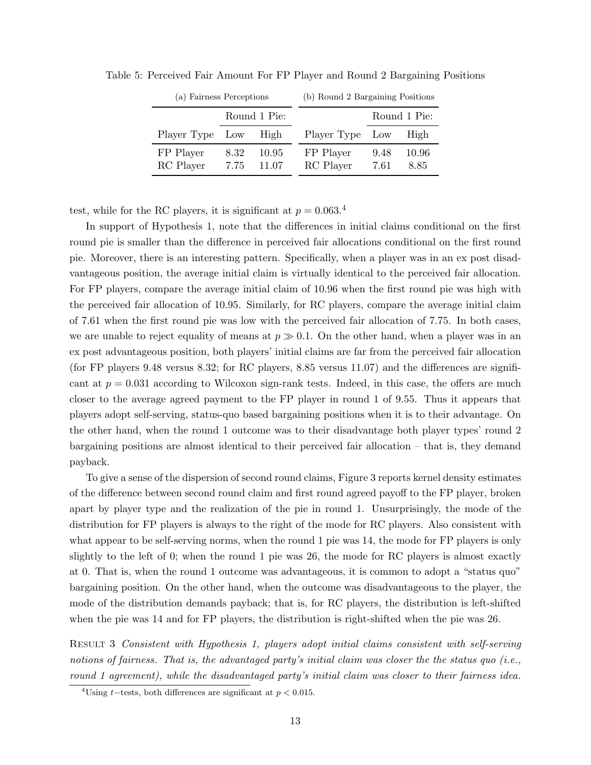Table 5: Perceived Fair Amount For FP Player and Round 2 Bargaining Positions

(a) Fairness Perceptions

| | Round 1 Pie: | |
|---|---|---|
| Player Type | Low | High |
| FP Player | 8.32 | 10.95 |
| RC Player | 7.75 | 11.07 |

(b) Round 2 Bargaining Positions

| | Round 1 Pie: | |
|---|---|---|
| Player Type | Low | High |
| FP Player | 9.48 | 10.96 |
| RC Player | 7.61 | 8.85 |

test, while for the RC players, it is significant at $p = 0.063$.[4]

In support of Hypothesis 1, note that the differences in initial claims conditional on the first round pie is smaller than the difference in perceived fair allocations conditional on the first round pie. Moreover, there is an interesting pattern. Specifically, when a player was in an ex post disadvantageous position, the average initial claim is virtually identical to the perceived fair allocation. For FP players, compare the average initial claim of 10.96 when the first round pie was high with the perceived fair allocation of 10.95. Similarly, for RC players, compare the average initial claim of 7.61 when the first round pie was low with the perceived fair allocation of 7.75. In both cases, we are unable to reject equality of means at $p \gg 0.1$. On the other hand, when a player was in an ex post advantageous position, both players' initial claims are far from the perceived fair allocation (for FP players 9.48 versus 8.32; for RC players, 8.85 versus 11.07) and the differences are significant at $p = 0.031$ according to Wilcoxon sign-rank tests. Indeed, in this case, the offers are much closer to the average agreed payment to the FP player in round 1 of 9.55. Thus it appears that players adopt self-serving, status-quo based bargaining positions when it is to their advantage. On the other hand, when the round 1 outcome was to their disadvantage both player types' round 2 bargaining positions are almost identical to their perceived fair allocation – that is, they demand payback.

To give a sense of the dispersion of second round claims, Figure 3 reports kernel density estimates of the difference between second round claim and first round agreed payoff to the FP player, broken apart by player type and the realization of the pie in round 1. Unsurprisingly, the mode of the distribution for FP players is always to the right of the mode for RC players. Also consistent with what appear to be self-serving norms, when the round 1 pie was 14, the mode for FP players is only slightly to the left of 0; when the round 1 pie was 26, the mode for RC players is almost exactly at 0. That is, when the round 1 outcome was advantageous, it is common to adopt a "status quo" bargaining position. On the other hand, when the outcome was disadvantageous to the player, the mode of the distribution demands payback; that is, for RC players, the distribution is left-shifted when the pie was 14 and for FP players, the distribution is right-shifted when the pie was 26.

RESULT 3 *Consistent with Hypothesis 1, players adopt initial claims consistent with self-serving notions of fairness. That is, the advantaged party's initial claim was closer the the status quo (i.e., round 1 agreement), while the disadvantaged party's initial claim was closer to their fairness idea.*

[4] Using $t$−tests, both differences are significant at $p < 0.015$.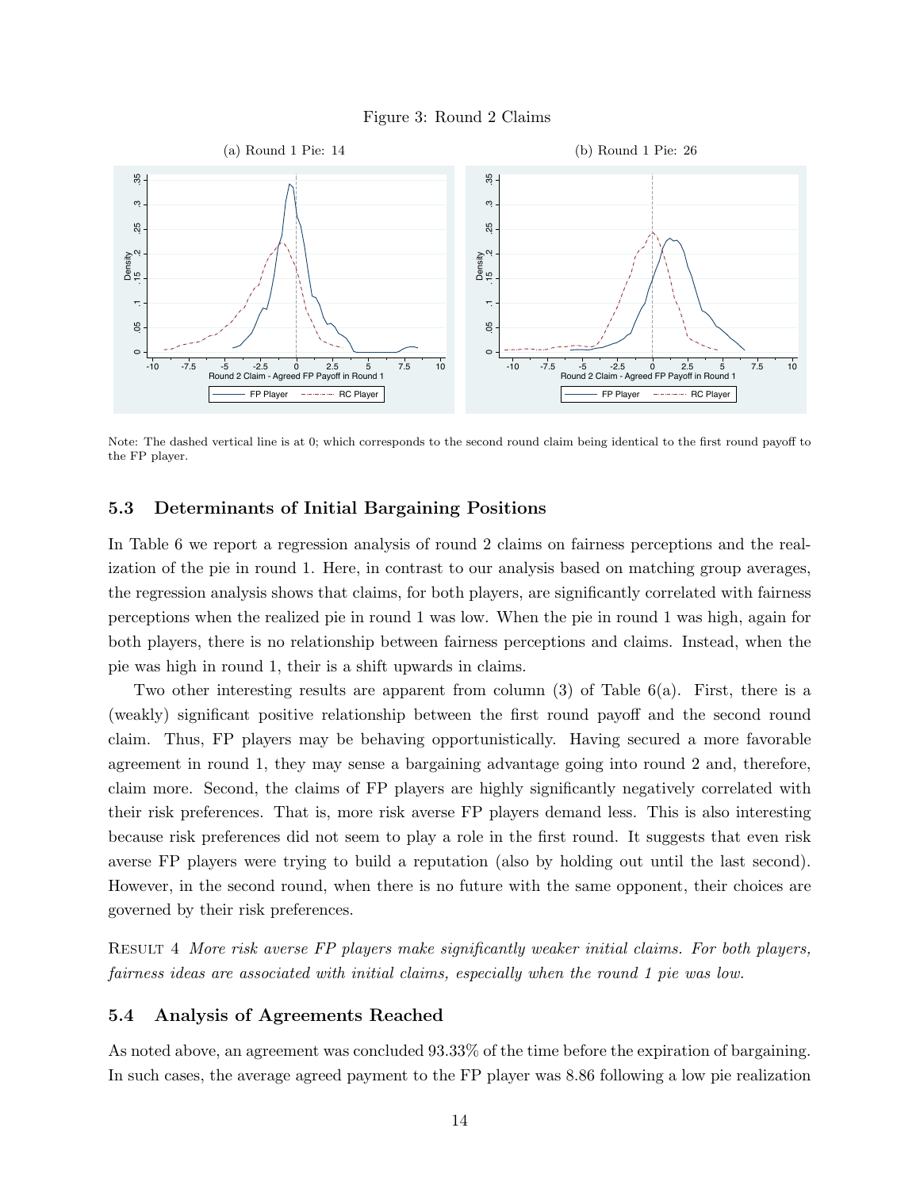Figure 3: Round 2 Claims

(a) Round 1 Pie: 14

(b) Round 1 Pie: 26

Note: The dashed vertical line is at 0; which corresponds to the second round claim being identical to the first round payoff to the FP player.

### 5.3 Determinants of Initial Bargaining Positions

In Table 6 we report a regression analysis of round 2 claims on fairness perceptions and the realization of the pie in round 1. Here, in contrast to our analysis based on matching group averages, the regression analysis shows that claims, for both players, are significantly correlated with fairness perceptions when the realized pie in round 1 was low. When the pie in round 1 was high, again for both players, there is no relationship between fairness perceptions and claims. Instead, when the pie was high in round 1, their is a shift upwards in claims.

Two other interesting results are apparent from column (3) of Table 6(a). First, there is a (weakly) significant positive relationship between the first round payoff and the second round claim. Thus, FP players may be behaving opportunistically. Having secured a more favorable agreement in round 1, they may sense a bargaining advantage going into round 2 and, therefore, claim more. Second, the claims of FP players are highly significantly negatively correlated with their risk preferences. That is, more risk averse FP players demand less. This is also interesting because risk preferences did not seem to play a role in the first round. It suggests that even risk averse FP players were trying to build a reputation (also by holding out until the last second). However, in the second round, when there is no future with the same opponent, their choices are governed by their risk preferences.

Result 4 *More risk averse FP players make significantly weaker initial claims. For both players, fairness ideas are associated with initial claims, especially when the round 1 pie was low.*

### 5.4 Analysis of Agreements Reached

As noted above, an agreement was concluded 93.33% of the time before the expiration of bargaining. In such cases, the average agreed payment to the FP player was 8.86 following a low pie realization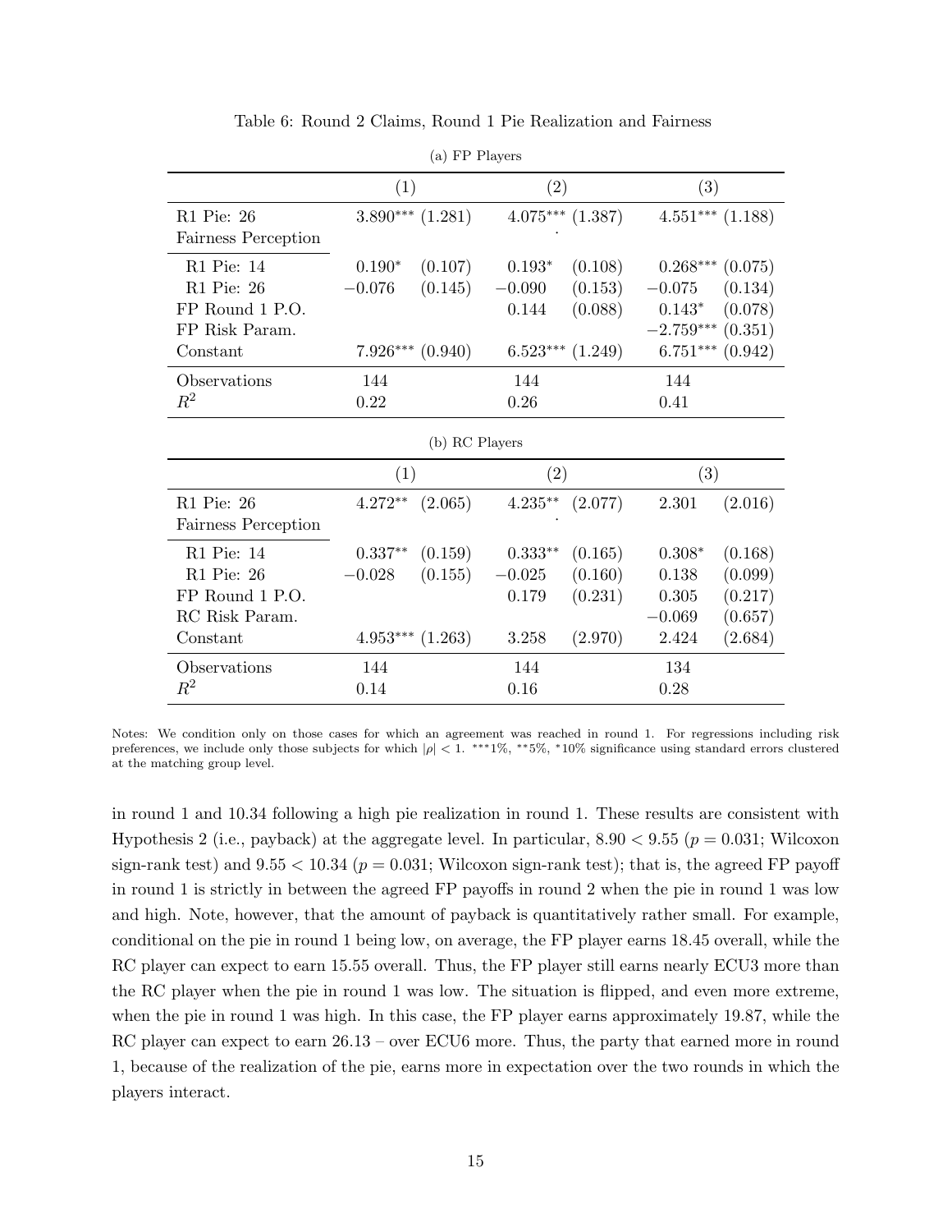Table 6: Round 2 Claims, Round 1 Pie Realization and Fairness

(a) FP Players

| | (1) | | (2) | | (3) | |
|---|---|---|---|---|---|---|
| R1 Pie: 26 | $3.890^{***}$ | (1.281) | $4.075^{***}$ | (1.387) | $4.551^{***}$ | (1.188) |
| Fairness Perception | | | | | | |
| R1 Pie: 14 | $0.190^{*}$ | (0.107) | $0.193^{*}$ | (0.108) | $0.268^{***}$ | (0.075) |
| R1 Pie: 26 | $-0.076$ | (0.145) | $-0.090$ | (0.153) | $-0.075$ | (0.134) |
| FP Round 1 P.O. | | | 0.144 | (0.088) | $0.143^{*}$ | (0.078) |
| FP Risk Param. | | | | | $-2.759^{***}$ | (0.351) |
| Constant | $7.926^{***}$ | (0.940) | $6.523^{***}$ | (1.249) | $6.751^{***}$ | (0.942) |
| Observations | 144 | | 144 | | 144 | |
| $R^2$ | 0.22 | | 0.26 | | 0.41 | |

(b) RC Players

| | (1) | | (2) | | (3) | |
|---|---|---|---|---|---|---|
| R1 Pie: 26 | $4.272^{**}$ | (2.065) | $4.235^{**}$ | (2.077) | 2.301 | (2.016) |
| Fairness Perception | | | | | | |
| R1 Pie: 14 | $0.337^{**}$ | (0.159) | $0.333^{**}$ | (0.165) | $0.308^{*}$ | (0.168) |
| R1 Pie: 26 | $-0.028$ | (0.155) | $-0.025$ | (0.160) | 0.138 | (0.099) |
| FP Round 1 P.O. | | | 0.179 | (0.231) | 0.305 | (0.217) |
| RC Risk Param. | | | | | $-0.069$ | (0.657) |
| Constant | $4.953^{***}$ | (1.263) | 3.258 | (2.970) | 2.424 | (2.684) |
| Observations | 144 | | 144 | | 134 | |
| $R^2$ | 0.14 | | 0.16 | | 0.28 | |

Notes: We condition only on those cases for which an agreement was reached in round 1. For regressions including risk preferences, we include only those subjects for which $|\rho| < 1$. ***1%, **5%, *10% significance using standard errors clustered at the matching group level.

in round 1 and 10.34 following a high pie realization in round 1. These results are consistent with Hypothesis 2 (i.e., payback) at the aggregate level. In particular, $8.90 < 9.55$ ($p = 0.031$; Wilcoxon sign-rank test) and $9.55 < 10.34$ ($p = 0.031$; Wilcoxon sign-rank test); that is, the agreed FP payoff in round 1 is strictly in between the agreed FP payoffs in round 2 when the pie in round 1 was low and high. Note, however, that the amount of payback is quantitatively rather small. For example, conditional on the pie in round 1 being low, on average, the FP player earns 18.45 overall, while the RC player can expect to earn 15.55 overall. Thus, the FP player still earns nearly ECU3 more than the RC player when the pie in round 1 was low. The situation is flipped, and even more extreme, when the pie in round 1 was high. In this case, the FP player earns approximately 19.87, while the RC player can expect to earn 26.13 – over ECU6 more. Thus, the party that earned more in round 1, because of the realization of the pie, earns more in expectation over the two rounds in which the players interact.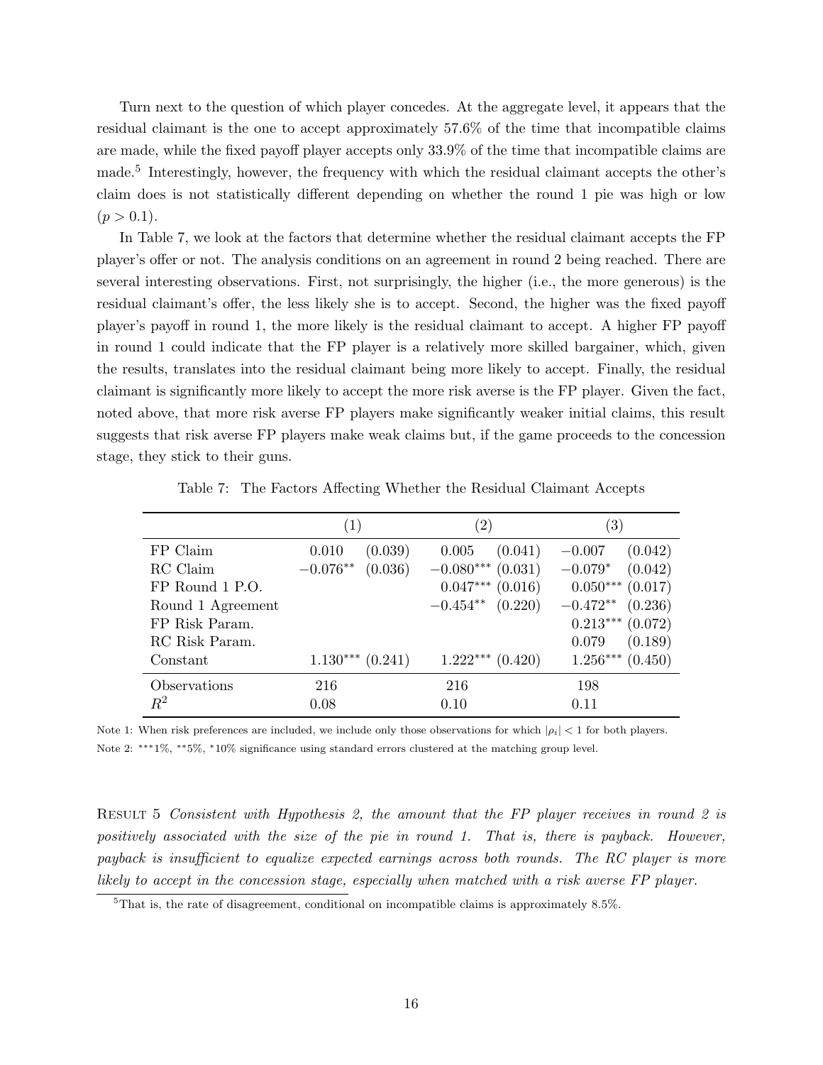Turn next to the question of which player concedes. At the aggregate level, it appears that the residual claimant is the one to accept approximately 57.6% of the time that incompatible claims are made, while the fixed payoff player accepts only 33.9% of the time that incompatible claims are made.[5] Interestingly, however, the frequency with which the residual claimant accepts the other's claim does is not statistically different depending on whether the round 1 pie was high or low ($p > 0.1$).

In Table 7, we look at the factors that determine whether the residual claimant accepts the FP player's offer or not. The analysis conditions on an agreement in round 2 being reached. There are several interesting observations. First, not surprisingly, the higher (i.e., the more generous) is the residual claimant's offer, the less likely she is to accept. Second, the higher was the fixed payoff player's payoff in round 1, the more likely is the residual claimant to accept. A higher FP payoff in round 1 could indicate that the FP player is a relatively more skilled bargainer, which, given the results, translates into the residual claimant being more likely to accept. Finally, the residual claimant is significantly more likely to accept the more risk averse is the FP player. Given the fact, noted above, that more risk averse FP players make significantly weaker initial claims, this result suggests that risk averse FP players make weak claims but, if the game proceeds to the concession stage, they stick to their guns.

Table 7: The Factors Affecting Whether the Residual Claimant Accepts

| | (1) | | (2) | | (3) | |
|---|---|---|---|---|---|---|
| FP Claim | 0.010 | (0.039) | 0.005 | (0.041) | $-0.007$ | (0.042) |
| RC Claim | $-0.076^{**}$ | (0.036) | $-0.080^{***}$ | (0.031) | $-0.079^{*}$ | (0.042) |
| FP Round 1 P.O. | | | $0.047^{***}$ | (0.016) | $0.050^{***}$ | (0.017) |
| Round 1 Agreement | | | $-0.454^{**}$ | (0.220) | $-0.472^{**}$ | (0.236) |
| FP Risk Param. | | | | | $0.213^{***}$ | (0.072) |
| RC Risk Param. | | | | | 0.079 | (0.189) |
| Constant | $1.130^{***}$ | (0.241) | $1.222^{***}$ | (0.420) | $1.256^{***}$ | (0.450) |
| Observations | 216 | | 216 | | 198 | |
| $R^2$ | 0.08 | | 0.10 | | 0.11 | |

Note 1: When risk preferences are included, we include only those observations for which $|\rho_i| < 1$ for both players.

Note 2: $^{***}$1%, $^{**}$5%, $^{*}$10% significance using standard errors clustered at the matching group level.

Result 5 *Consistent with Hypothesis 2, the amount that the FP player receives in round 2 is positively associated with the size of the pie in round 1. That is, there is payback. However, payback is insufficient to equalize expected earnings across both rounds. The RC player is more likely to accept in the concession stage, especially when matched with a risk averse FP player.*

[5] That is, the rate of disagreement, conditional on incompatible claims is approximately 8.5%.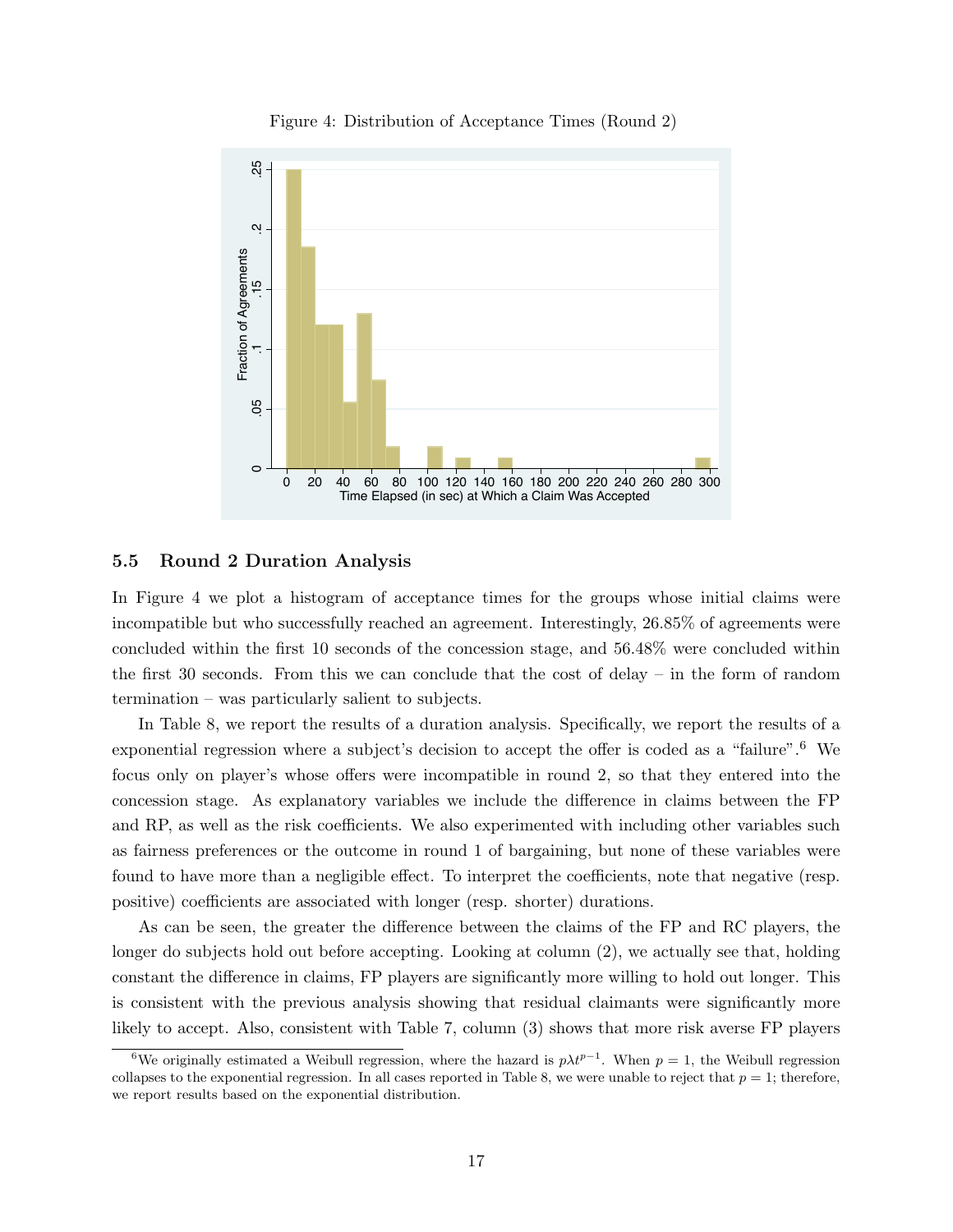Figure 4: Distribution of Acceptance Times (Round 2)

### 5.5 Round 2 Duration Analysis

In Figure 4 we plot a histogram of acceptance times for the groups whose initial claims were incompatible but who successfully reached an agreement. Interestingly, 26.85% of agreements were concluded within the first 10 seconds of the concession stage, and 56.48% were concluded within the first 30 seconds. From this we can conclude that the cost of delay – in the form of random termination – was particularly salient to subjects.

In Table 8, we report the results of a duration analysis. Specifically, we report the results of a exponential regression where a subject's decision to accept the offer is coded as a "failure".[6] We focus only on player's whose offers were incompatible in round 2, so that they entered into the concession stage. As explanatory variables we include the difference in claims between the FP and RP, as well as the risk coefficients. We also experimented with including other variables such as fairness preferences or the outcome in round 1 of bargaining, but none of these variables were found to have more than a negligible effect. To interpret the coefficients, note that negative (resp. positive) coefficients are associated with longer (resp. shorter) durations.

As can be seen, the greater the difference between the claims of the FP and RC players, the longer do subjects hold out before accepting. Looking at column (2), we actually see that, holding constant the difference in claims, FP players are significantly more willing to hold out longer. This is consistent with the previous analysis showing that residual claimants were significantly more likely to accept. Also, consistent with Table 7, column (3) shows that more risk averse FP players

[6] We originally estimated a Weibull regression, where the hazard is $p\lambda t^{p-1}$. When $p = 1$, the Weibull regression collapses to the exponential regression. In all cases reported in Table 8, we were unable to reject that $p = 1$; therefore, we report results based on the exponential distribution.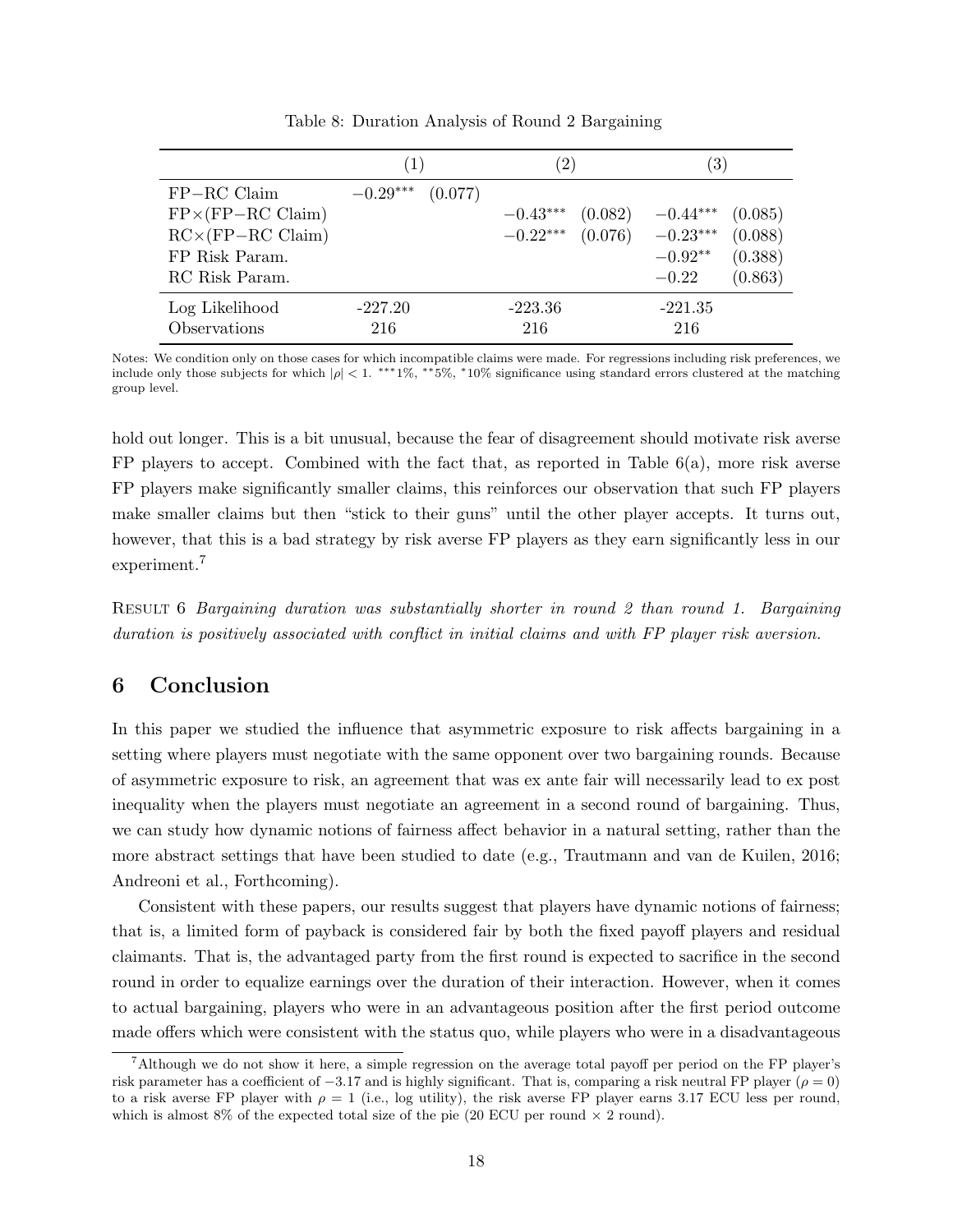Table 8: Duration Analysis of Round 2 Bargaining

| | (1) | | (2) | | (3) | |
|---|---|---|---|---|---|---|
| FP−RC Claim | $-0.29^{***}$ | (0.077) | | | | |
| FP×(FP−RC Claim) | | | $-0.43^{***}$ | (0.082) | $-0.44^{***}$ | (0.085) |
| RC×(FP−RC Claim) | | | $-0.22^{***}$ | (0.076) | $-0.23^{***}$ | (0.088) |
| FP Risk Param. | | | | | $-0.92^{**}$ | (0.388) |
| RC Risk Param. | | | | | $-0.22$ | (0.863) |
| Log Likelihood | -227.20 | | -223.36 | | -221.35 | |
| Observations | 216 | | 216 | | 216 | |

Notes: We condition only on those cases for which incompatible claims were made. For regressions including risk preferences, we include only those subjects for which $|\rho| < 1$. ***1%, **5%, *10% significance using standard errors clustered at the matching group level.

hold out longer. This is a bit unusual, because the fear of disagreement should motivate risk averse FP players to accept. Combined with the fact that, as reported in Table 6(a), more risk averse FP players make significantly smaller claims, this reinforces our observation that such FP players make smaller claims but then "stick to their guns" until the other player accepts. It turns out, however, that this is a bad strategy by risk averse FP players as they earn significantly less in our experiment.[7]

Result 6 *Bargaining duration was substantially shorter in round 2 than round 1. Bargaining duration is positively associated with conflict in initial claims and with FP player risk aversion.*

## 6 Conclusion

In this paper we studied the influence that asymmetric exposure to risk affects bargaining in a setting where players must negotiate with the same opponent over two bargaining rounds. Because of asymmetric exposure to risk, an agreement that was ex ante fair will necessarily lead to ex post inequality when the players must negotiate an agreement in a second round of bargaining. Thus, we can study how dynamic notions of fairness affect behavior in a natural setting, rather than the more abstract settings that have been studied to date (e.g., Trautmann and van de Kuilen, 2016; Andreoni et al., Forthcoming).

Consistent with these papers, our results suggest that players have dynamic notions of fairness; that is, a limited form of payback is considered fair by both the fixed payoff players and residual claimants. That is, the advantaged party from the first round is expected to sacrifice in the second round in order to equalize earnings over the duration of their interaction. However, when it comes to actual bargaining, players who were in an advantageous position after the first period outcome made offers which were consistent with the status quo, while players who were in a disadvantageous

[7] Although we do not show it here, a simple regression on the average total payoff per period on the FP player's risk parameter has a coefficient of $-3.17$ and is highly significant. That is, comparing a risk neutral FP player ($\rho = 0$) to a risk averse FP player with $\rho = 1$ (i.e., log utility), the risk averse FP player earns 3.17 ECU less per round, which is almost 8% of the expected total size of the pie (20 ECU per round × 2 round).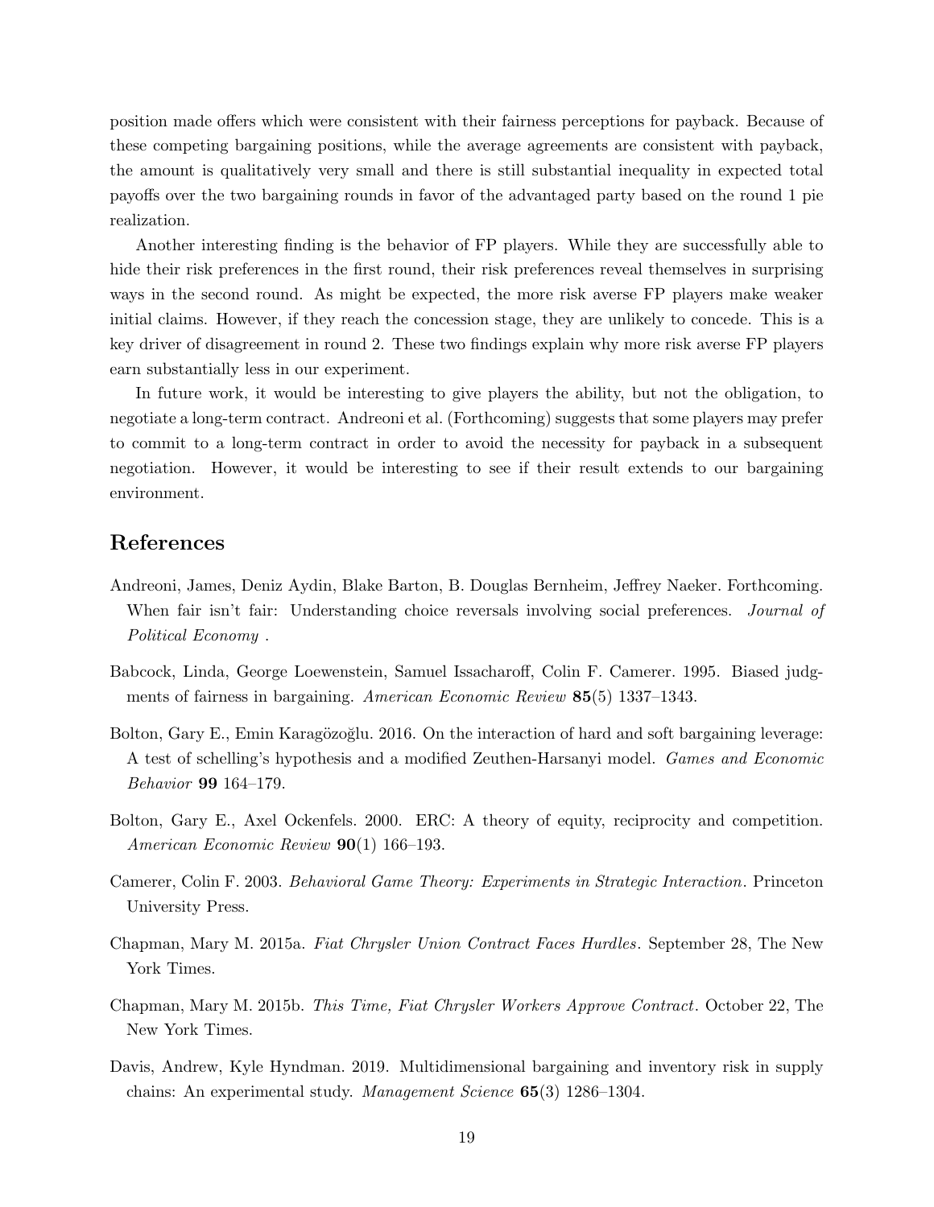position made offers which were consistent with their fairness perceptions for payback. Because of these competing bargaining positions, while the average agreements are consistent with payback, the amount is qualitatively very small and there is still substantial inequality in expected total payoffs over the two bargaining rounds in favor of the advantaged party based on the round 1 pie realization.

Another interesting finding is the behavior of FP players. While they are successfully able to hide their risk preferences in the first round, their risk preferences reveal themselves in surprising ways in the second round. As might be expected, the more risk averse FP players make weaker initial claims. However, if they reach the concession stage, they are unlikely to concede. This is a key driver of disagreement in round 2. These two findings explain why more risk averse FP players earn substantially less in our experiment.

In future work, it would be interesting to give players the ability, but not the obligation, to negotiate a long-term contract. Andreoni et al. (Forthcoming) suggests that some players may prefer to commit to a long-term contract in order to avoid the necessity for payback in a subsequent negotiation. However, it would be interesting to see if their result extends to our bargaining environment.

## References

Andreoni, James, Deniz Aydin, Blake Barton, B. Douglas Bernheim, Jeffrey Naeker. Forthcoming. When fair isn't fair: Understanding choice reversals involving social preferences. *Journal of Political Economy* .

Babcock, Linda, George Loewenstein, Samuel Issacharoff, Colin F. Camerer. 1995. Biased judgments of fairness in bargaining. *American Economic Review* **85**(5) 1337–1343.

Bolton, Gary E., Emin Karagözoğlu. 2016. On the interaction of hard and soft bargaining leverage: A test of schelling's hypothesis and a modified Zeuthen-Harsanyi model. *Games and Economic Behavior* **99** 164–179.

Bolton, Gary E., Axel Ockenfels. 2000. ERC: A theory of equity, reciprocity and competition. *American Economic Review* **90**(1) 166–193.

Camerer, Colin F. 2003. *Behavioral Game Theory: Experiments in Strategic Interaction*. Princeton University Press.

Chapman, Mary M. 2015a. *Fiat Chrysler Union Contract Faces Hurdles*. September 28, The New York Times.

Chapman, Mary M. 2015b. *This Time, Fiat Chrysler Workers Approve Contract*. October 22, The New York Times.

Davis, Andrew, Kyle Hyndman. 2019. Multidimensional bargaining and inventory risk in supply chains: An experimental study. *Management Science* **65**(3) 1286–1304.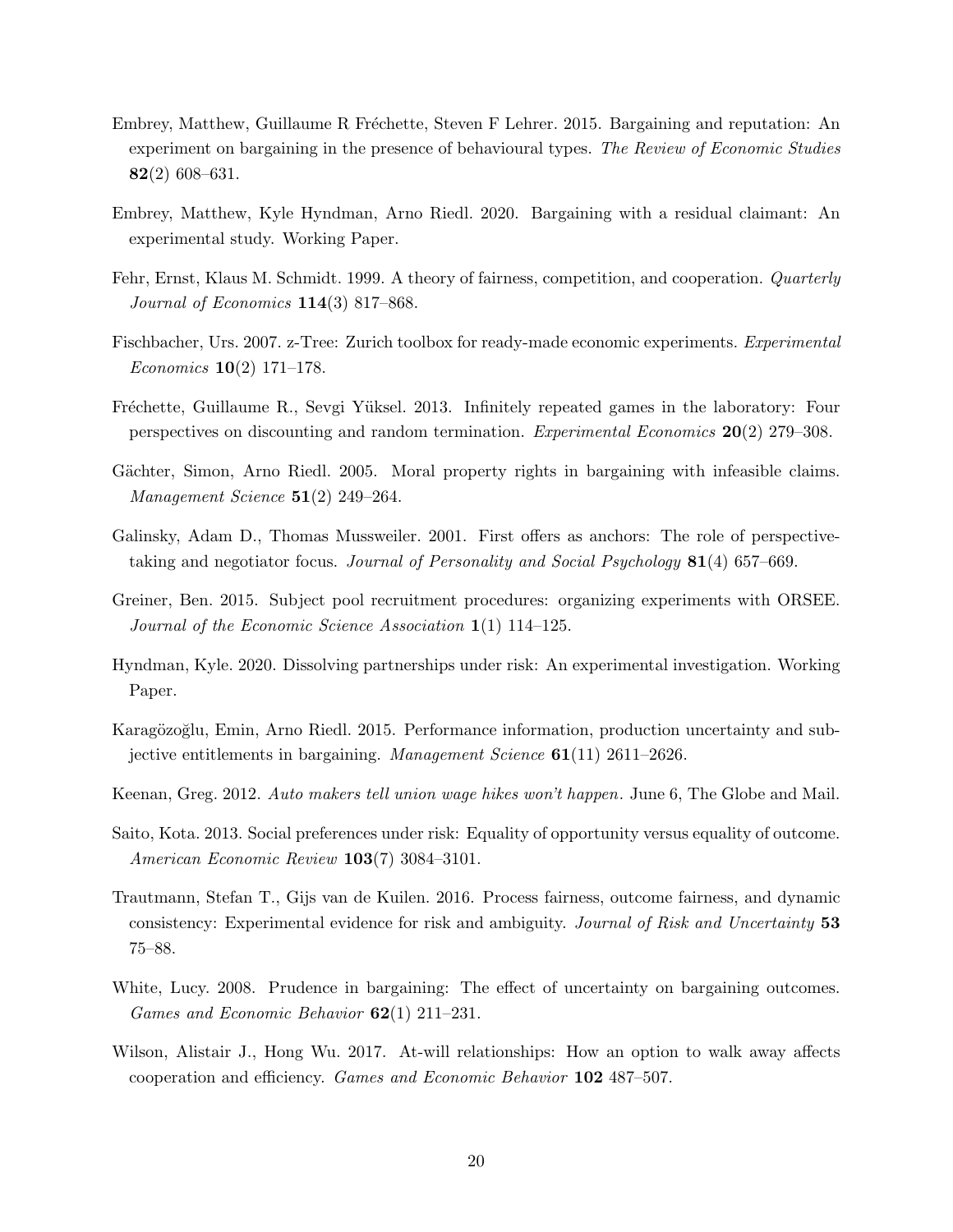Embrey, Matthew, Guillaume R Fréchette, Steven F Lehrer. 2015. Bargaining and reputation: An experiment on bargaining in the presence of behavioural types. *The Review of Economic Studies* **82**(2) 608–631.

Embrey, Matthew, Kyle Hyndman, Arno Riedl. 2020. Bargaining with a residual claimant: An experimental study. Working Paper.

Fehr, Ernst, Klaus M. Schmidt. 1999. A theory of fairness, competition, and cooperation. *Quarterly Journal of Economics* **114**(3) 817–868.

Fischbacher, Urs. 2007. z-Tree: Zurich toolbox for ready-made economic experiments. *Experimental Economics* **10**(2) 171–178.

Fréchette, Guillaume R., Sevgi Yüksel. 2013. Infinitely repeated games in the laboratory: Four perspectives on discounting and random termination. *Experimental Economics* **20**(2) 279–308.

Gächter, Simon, Arno Riedl. 2005. Moral property rights in bargaining with infeasible claims. *Management Science* **51**(2) 249–264.

Galinsky, Adam D., Thomas Mussweiler. 2001. First offers as anchors: The role of perspective-taking and negotiator focus. *Journal of Personality and Social Psychology* **81**(4) 657–669.

Greiner, Ben. 2015. Subject pool recruitment procedures: organizing experiments with ORSEE. *Journal of the Economic Science Association* **1**(1) 114–125.

Hyndman, Kyle. 2020. Dissolving partnerships under risk: An experimental investigation. Working Paper.

Karagözoğlu, Emin, Arno Riedl. 2015. Performance information, production uncertainty and subjective entitlements in bargaining. *Management Science* **61**(11) 2611–2626.

Keenan, Greg. 2012. *Auto makers tell union wage hikes won't happen*. June 6, The Globe and Mail.

Saito, Kota. 2013. Social preferences under risk: Equality of opportunity versus equality of outcome. *American Economic Review* **103**(7) 3084–3101.

Trautmann, Stefan T., Gijs van de Kuilen. 2016. Process fairness, outcome fairness, and dynamic consistency: Experimental evidence for risk and ambiguity. *Journal of Risk and Uncertainty* **53** 75–88.

White, Lucy. 2008. Prudence in bargaining: The effect of uncertainty on bargaining outcomes. *Games and Economic Behavior* **62**(1) 211–231.

Wilson, Alistair J., Hong Wu. 2017. At-will relationships: How an option to walk away affects cooperation and efficiency. *Games and Economic Behavior* **102** 487–507.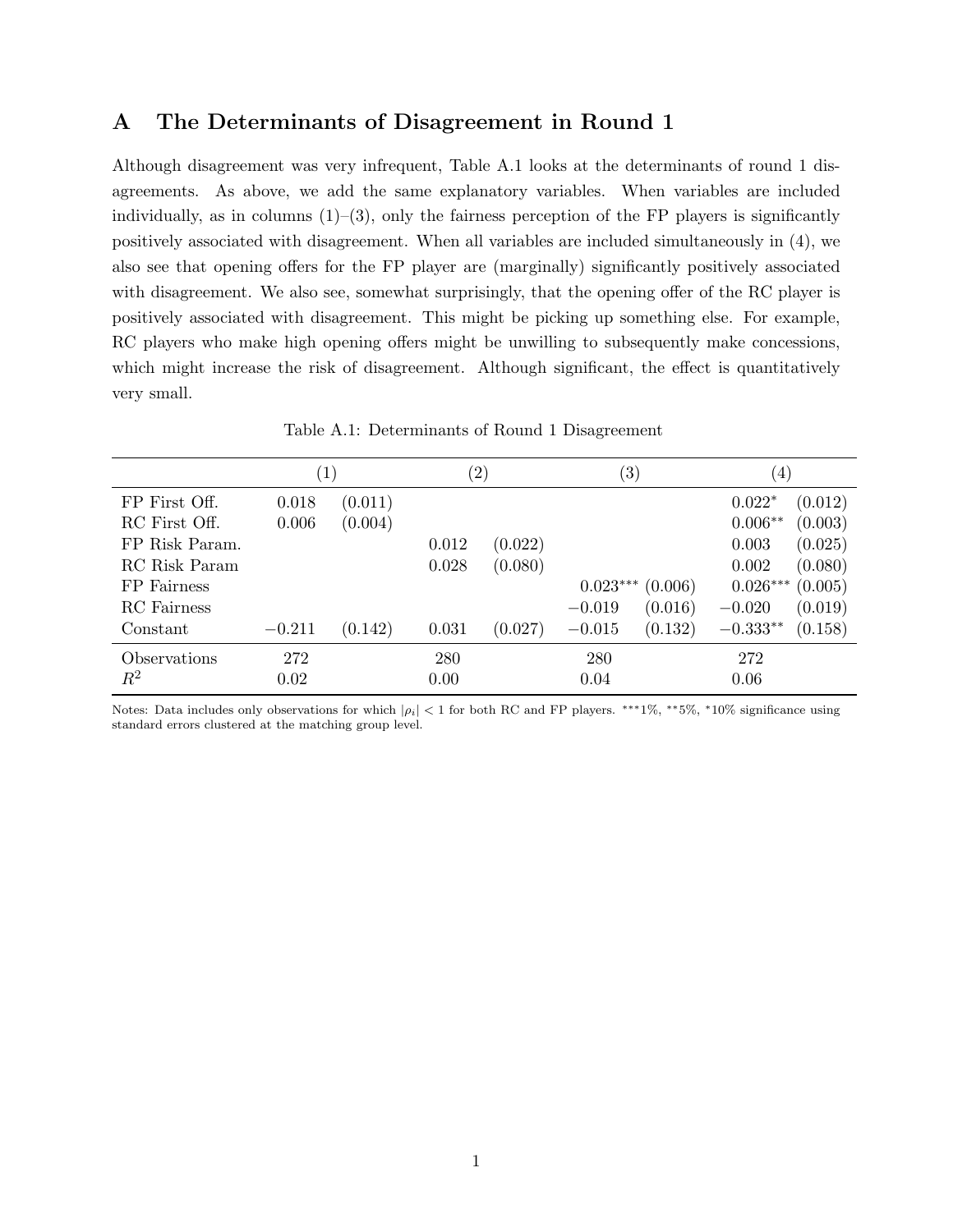# A The Determinants of Disagreement in Round 1

Although disagreement was very infrequent, Table A.1 looks at the determinants of round 1 disagreements. As above, we add the same explanatory variables. When variables are included individually, as in columns (1)–(3), only the fairness perception of the FP players is significantly positively associated with disagreement. When all variables are included simultaneously in (4), we also see that opening offers for the FP player are (marginally) significantly positively associated with disagreement. We also see, somewhat surprisingly, that the opening offer of the RC player is positively associated with disagreement. This might be picking up something else. For example, RC players who make high opening offers might be unwilling to subsequently make concessions, which might increase the risk of disagreement. Although significant, the effect is quantitatively very small.

Table A.1: Determinants of Round 1 Disagreement

| | (1) | | (2) | | (3) | | (4) | |
|---|---|---|---|---|---|---|---|---|
| FP First Off. | 0.018 | (0.011) | | | | | 0.022* | (0.012) |
| RC First Off. | 0.006 | (0.004) | | | | | 0.006** | (0.003) |
| FP Risk Param. | | | 0.012 | (0.022) | | | 0.003 | (0.025) |
| RC Risk Param | | | 0.028 | (0.080) | | | 0.002 | (0.080) |
| FP Fairness | | | | | 0.023*** | (0.006) | 0.026*** | (0.005) |
| RC Fairness | | | | | −0.019 | (0.016) | −0.020 | (0.019) |
| Constant | −0.211 | (0.142) | 0.031 | (0.027) | −0.015 | (0.132) | −0.333** | (0.158) |
| Observations | 272 | | 280 | | 280 | | 272 | |
| $R^2$ | 0.02 | | 0.00 | | 0.04 | | 0.06 | |

Notes: Data includes only observations for which $|\rho_i| < 1$ for both RC and FP players. ***1%, **5%, *10% significance using standard errors clustered at the matching group level.